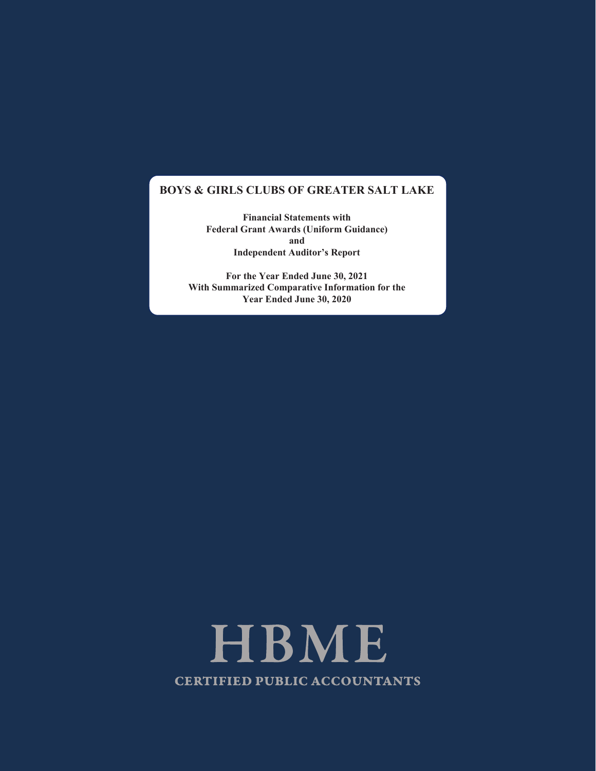# BOYS & GIRLS CLUBS OF GREATER SALT LAKE

**Financial Statements with**
**Federal Grant Awards (Uniform Guidance)**
**and**
**Independent Auditor's Report**

**For the Year Ended June 30, 2021**
**With Summarized Comparative Information for the**
**Year Ended June 30, 2020**

HBME

CERTIFIED PUBLIC ACCOUNTANTS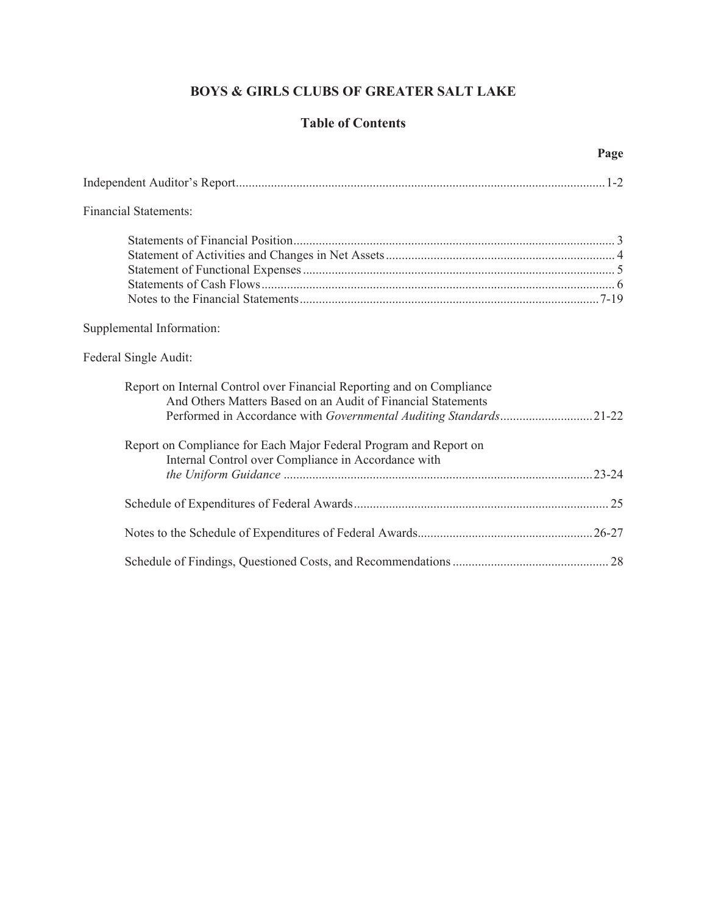# BOYS & GIRLS CLUBS OF GREATER SALT LAKE

## Table of Contents

| | Page |
|---|---|
| Independent Auditor's Report | 1-2 |
| Financial Statements: | |
| Statements of Financial Position | 3 |
| Statement of Activities and Changes in Net Assets | 4 |
| Statement of Functional Expenses | 5 |
| Statements of Cash Flows | 6 |
| Notes to the Financial Statements | 7-19 |
| Supplemental Information: | |
| Federal Single Audit: | |
| Report on Internal Control over Financial Reporting and on Compliance And Others Matters Based on an Audit of Financial Statements Performed in Accordance with *Governmental Auditing Standards* | 21-22 |
| Report on Compliance for Each Major Federal Program and Report on Internal Control over Compliance in Accordance with *the Uniform Guidance* | 23-24 |
| Schedule of Expenditures of Federal Awards | 25 |
| Notes to the Schedule of Expenditures of Federal Awards | 26-27 |
| Schedule of Findings, Questioned Costs, and Recommendations | 28 |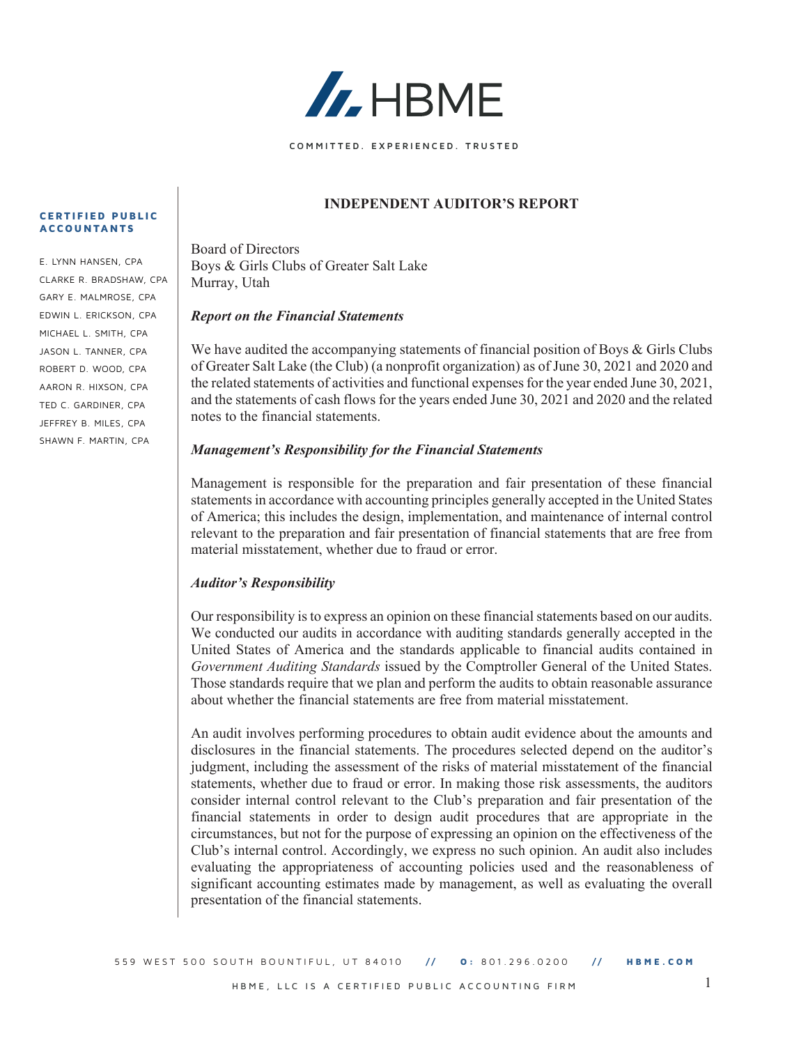# HBME

COMMITTED. EXPERIENCED. TRUSTED

**CERTIFIED PUBLIC ACCOUNTANTS**

E. LYNN HANSEN, CPA
CLARKE R. BRADSHAW, CPA
GARY E. MALMROSE, CPA
EDWIN L. ERICKSON, CPA
MICHAEL L. SMITH, CPA
JASON L. TANNER, CPA
ROBERT D. WOOD, CPA
AARON R. HIXSON, CPA
TED C. GARDINER, CPA
JEFFREY B. MILES, CPA
SHAWN F. MARTIN, CPA

## INDEPENDENT AUDITOR'S REPORT

Board of Directors
Boys & Girls Clubs of Greater Salt Lake
Murray, Utah

### *Report on the Financial Statements*

We have audited the accompanying statements of financial position of Boys & Girls Clubs of Greater Salt Lake (the Club) (a nonprofit organization) as of June 30, 2021 and 2020 and the related statements of activities and functional expenses for the year ended June 30, 2021, and the statements of cash flows for the years ended June 30, 2021 and 2020 and the related notes to the financial statements.

### *Management's Responsibility for the Financial Statements*

Management is responsible for the preparation and fair presentation of these financial statements in accordance with accounting principles generally accepted in the United States of America; this includes the design, implementation, and maintenance of internal control relevant to the preparation and fair presentation of financial statements that are free from material misstatement, whether due to fraud or error.

### *Auditor's Responsibility*

Our responsibility is to express an opinion on these financial statements based on our audits. We conducted our audits in accordance with auditing standards generally accepted in the United States of America and the standards applicable to financial audits contained in *Government Auditing Standards* issued by the Comptroller General of the United States. Those standards require that we plan and perform the audits to obtain reasonable assurance about whether the financial statements are free from material misstatement.

An audit involves performing procedures to obtain audit evidence about the amounts and disclosures in the financial statements. The procedures selected depend on the auditor's judgment, including the assessment of the risks of material misstatement of the financial statements, whether due to fraud or error. In making those risk assessments, the auditors consider internal control relevant to the Club's preparation and fair presentation of the financial statements in order to design audit procedures that are appropriate in the circumstances, but not for the purpose of expressing an opinion on the effectiveness of the Club's internal control. Accordingly, we express no such opinion. An audit also includes evaluating the appropriateness of accounting policies used and the reasonableness of significant accounting estimates made by management, as well as evaluating the overall presentation of the financial statements.

559 WEST 500 SOUTH BOUNTIFUL, UT 84010 // O: 801.296.0200 // HBME.COM

HBME, LLC IS A CERTIFIED PUBLIC ACCOUNTING FIRM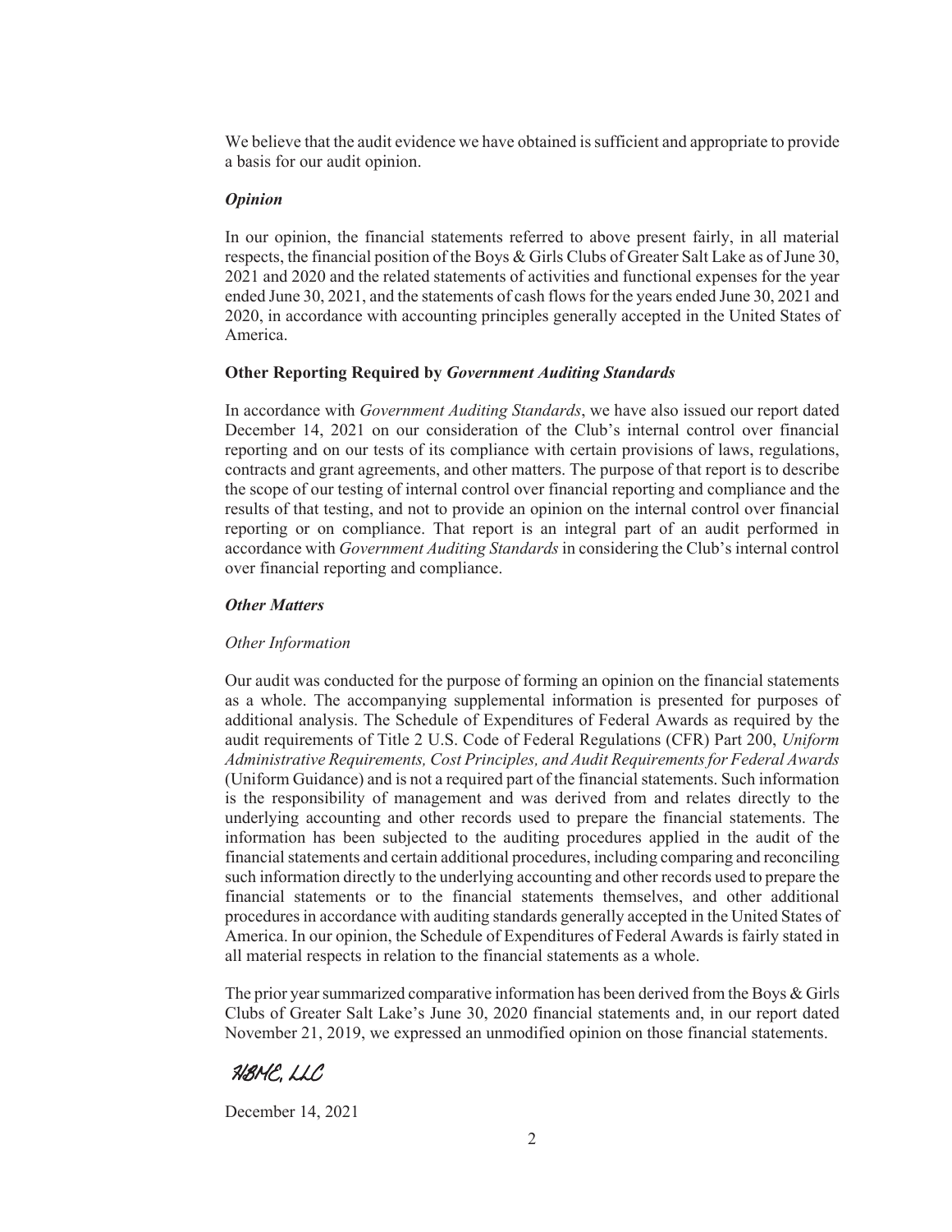We believe that the audit evidence we have obtained is sufficient and appropriate to provide a basis for our audit opinion.

***Opinion***

In our opinion, the financial statements referred to above present fairly, in all material respects, the financial position of the Boys & Girls Clubs of Greater Salt Lake as of June 30, 2021 and 2020 and the related statements of activities and functional expenses for the year ended June 30, 2021, and the statements of cash flows for the years ended June 30, 2021 and 2020, in accordance with accounting principles generally accepted in the United States of America.

**Other Reporting Required by *Government Auditing Standards***

In accordance with *Government Auditing Standards*, we have also issued our report dated December 14, 2021 on our consideration of the Club's internal control over financial reporting and on our tests of its compliance with certain provisions of laws, regulations, contracts and grant agreements, and other matters. The purpose of that report is to describe the scope of our testing of internal control over financial reporting and compliance and the results of that testing, and not to provide an opinion on the internal control over financial reporting or on compliance. That report is an integral part of an audit performed in accordance with *Government Auditing Standards* in considering the Club's internal control over financial reporting and compliance.

***Other Matters***

*Other Information*

Our audit was conducted for the purpose of forming an opinion on the financial statements as a whole. The accompanying supplemental information is presented for purposes of additional analysis. The Schedule of Expenditures of Federal Awards as required by the audit requirements of Title 2 U.S. Code of Federal Regulations (CFR) Part 200, *Uniform Administrative Requirements, Cost Principles, and Audit Requirements for Federal Awards* (Uniform Guidance) and is not a required part of the financial statements. Such information is the responsibility of management and was derived from and relates directly to the underlying accounting and other records used to prepare the financial statements. The information has been subjected to the auditing procedures applied in the audit of the financial statements and certain additional procedures, including comparing and reconciling such information directly to the underlying accounting and other records used to prepare the financial statements or to the financial statements themselves, and other additional procedures in accordance with auditing standards generally accepted in the United States of America. In our opinion, the Schedule of Expenditures of Federal Awards is fairly stated in all material respects in relation to the financial statements as a whole.

The prior year summarized comparative information has been derived from the Boys & Girls Clubs of Greater Salt Lake's June 30, 2020 financial statements and, in our report dated November 21, 2019, we expressed an unmodified opinion on those financial statements.

HBME, LLC

December 14, 2021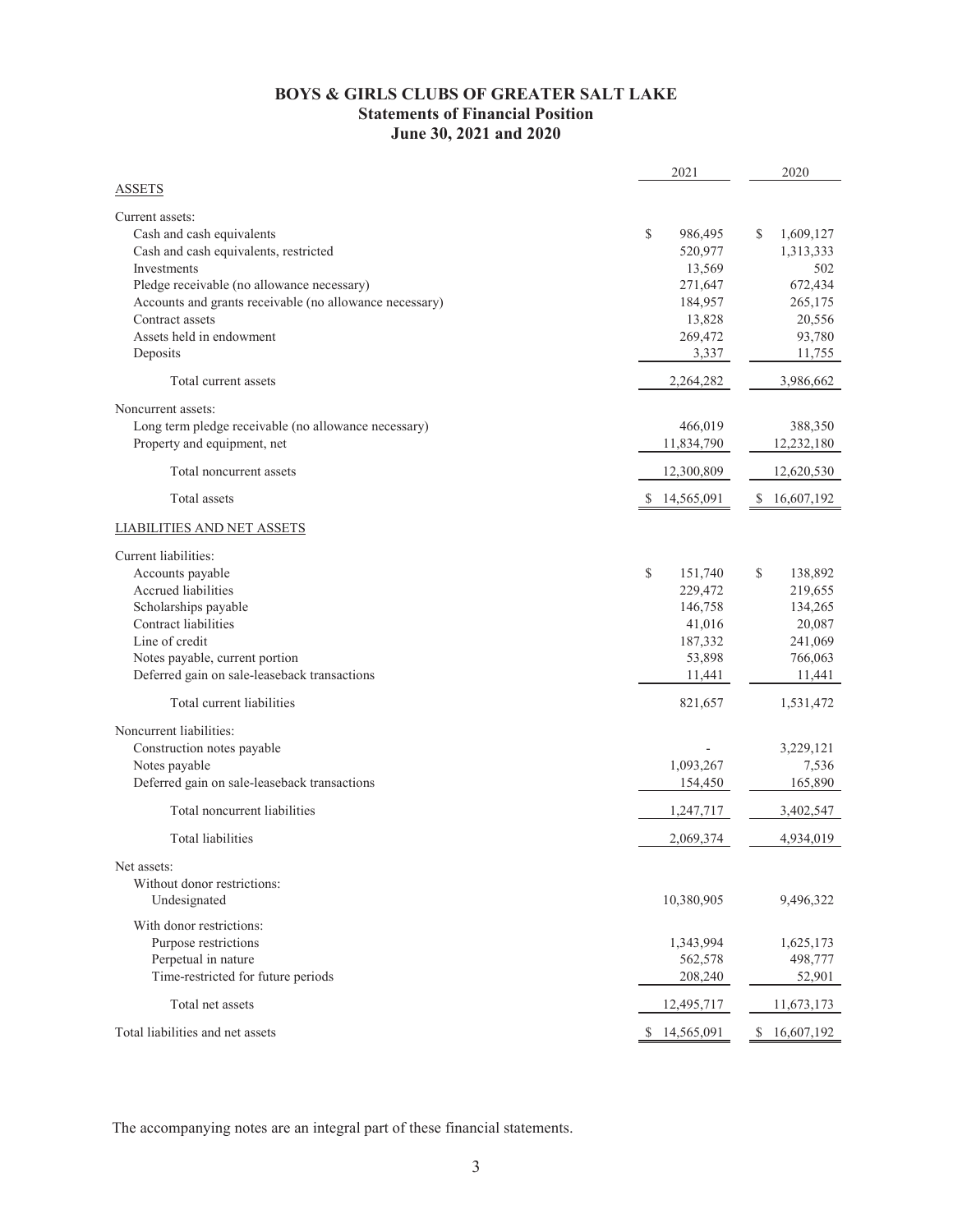# BOYS & GIRLS CLUBS OF GREATER SALT LAKE
## Statements of Financial Position
## June 30, 2021 and 2020

| | 2021 | 2020 |
|---|---|---|
| ASSETS | | |
| Current assets: | | |
| Cash and cash equivalents | $ 986,495 | $ 1,609,127 |
| Cash and cash equivalents, restricted | 520,977 | 1,313,333 |
| Investments | 13,569 | 502 |
| Pledge receivable (no allowance necessary) | 271,647 | 672,434 |
| Accounts and grants receivable (no allowance necessary) | 184,957 | 265,175 |
| Contract assets | 13,828 | 20,556 |
| Assets held in endowment | 269,472 | 93,780 |
| Deposits | 3,337 | 11,755 |
| Total current assets | 2,264,282 | 3,986,662 |
| Noncurrent assets: | | |
| Long term pledge receivable (no allowance necessary) | 466,019 | 388,350 |
| Property and equipment, net | 11,834,790 | 12,232,180 |
| Total noncurrent assets | 12,300,809 | 12,620,530 |
| Total assets | $ 14,565,091 | $ 16,607,192 |
| LIABILITIES AND NET ASSETS | | |
| Current liabilities: | | |
| Accounts payable | $ 151,740 | $ 138,892 |
| Accrued liabilities | 229,472 | 219,655 |
| Scholarships payable | 146,758 | 134,265 |
| Contract liabilities | 41,016 | 20,087 |
| Line of credit | 187,332 | 241,069 |
| Notes payable, current portion | 53,898 | 766,063 |
| Deferred gain on sale-leaseback transactions | 11,441 | 11,441 |
| Total current liabilities | 821,657 | 1,531,472 |
| Noncurrent liabilities: | | |
| Construction notes payable | - | 3,229,121 |
| Notes payable | 1,093,267 | 7,536 |
| Deferred gain on sale-leaseback transactions | 154,450 | 165,890 |
| Total noncurrent liabilities | 1,247,717 | 3,402,547 |
| Total liabilities | 2,069,374 | 4,934,019 |
| Net assets: | | |
| Without donor restrictions: | | |
| Undesignated | 10,380,905 | 9,496,322 |
| With donor restrictions: | | |
| Purpose restrictions | 1,343,994 | 1,625,173 |
| Perpetual in nature | 562,578 | 498,777 |
| Time-restricted for future periods | 208,240 | 52,901 |
| Total net assets | 12,495,717 | 11,673,173 |
| Total liabilities and net assets | $ 14,565,091 | $ 16,607,192 |

The accompanying notes are an integral part of these financial statements.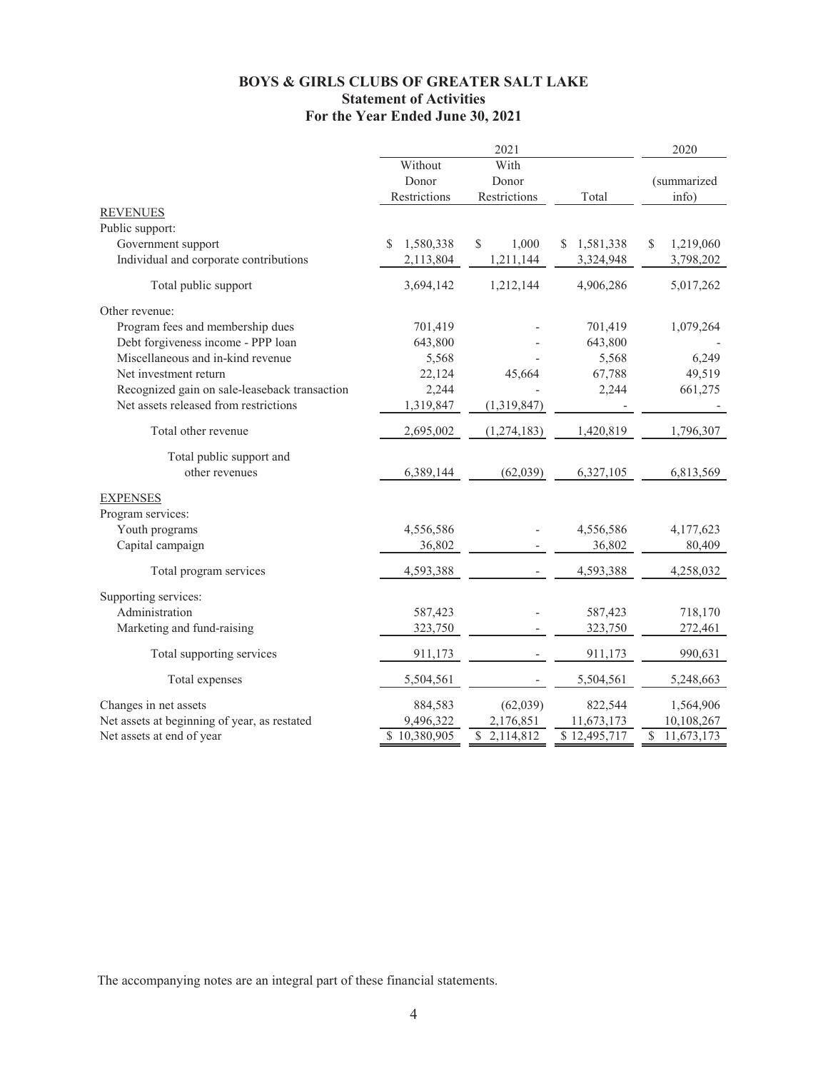# BOYS & GIRLS CLUBS OF GREATER SALT LAKE
## Statement of Activities
## For the Year Ended June 30, 2021

| | 2021 | | | 2020 |
|---|---|---|---|---|
| | Without Donor Restrictions | With Donor Restrictions | Total | (summarized info) |
| REVENUES | | | | |
| Public support: | | | | |
| Government support | $ 1,580,338 | $ 1,000 | $ 1,581,338 | $ 1,219,060 |
| Individual and corporate contributions | 2,113,804 | 1,211,144 | 3,324,948 | 3,798,202 |
| Total public support | 3,694,142 | 1,212,144 | 4,906,286 | 5,017,262 |
| Other revenue: | | | | |
| Program fees and membership dues | 701,419 | - | 701,419 | 1,079,264 |
| Debt forgiveness income - PPP loan | 643,800 | - | 643,800 | - |
| Miscellaneous and in-kind revenue | 5,568 | - | 5,568 | 6,249 |
| Net investment return | 22,124 | 45,664 | 67,788 | 49,519 |
| Recognized gain on sale-leaseback transaction | 2,244 | - | 2,244 | 661,275 |
| Net assets released from restrictions | 1,319,847 | (1,319,847) | - | - |
| Total other revenue | 2,695,002 | (1,274,183) | 1,420,819 | 1,796,307 |
| Total public support and other revenues | 6,389,144 | (62,039) | 6,327,105 | 6,813,569 |
| EXPENSES | | | | |
| Program services: | | | | |
| Youth programs | 4,556,586 | - | 4,556,586 | 4,177,623 |
| Capital campaign | 36,802 | - | 36,802 | 80,409 |
| Total program services | 4,593,388 | - | 4,593,388 | 4,258,032 |
| Supporting services: | | | | |
| Administration | 587,423 | - | 587,423 | 718,170 |
| Marketing and fund-raising | 323,750 | - | 323,750 | 272,461 |
| Total supporting services | 911,173 | - | 911,173 | 990,631 |
| Total expenses | 5,504,561 | - | 5,504,561 | 5,248,663 |
| Changes in net assets | 884,583 | (62,039) | 822,544 | 1,564,906 |
| Net assets at beginning of year, as restated | 9,496,322 | 2,176,851 | 11,673,173 | 10,108,267 |
| Net assets at end of year | $ 10,380,905 | $ 2,114,812 | $ 12,495,717 | $ 11,673,173 |

The accompanying notes are an integral part of these financial statements.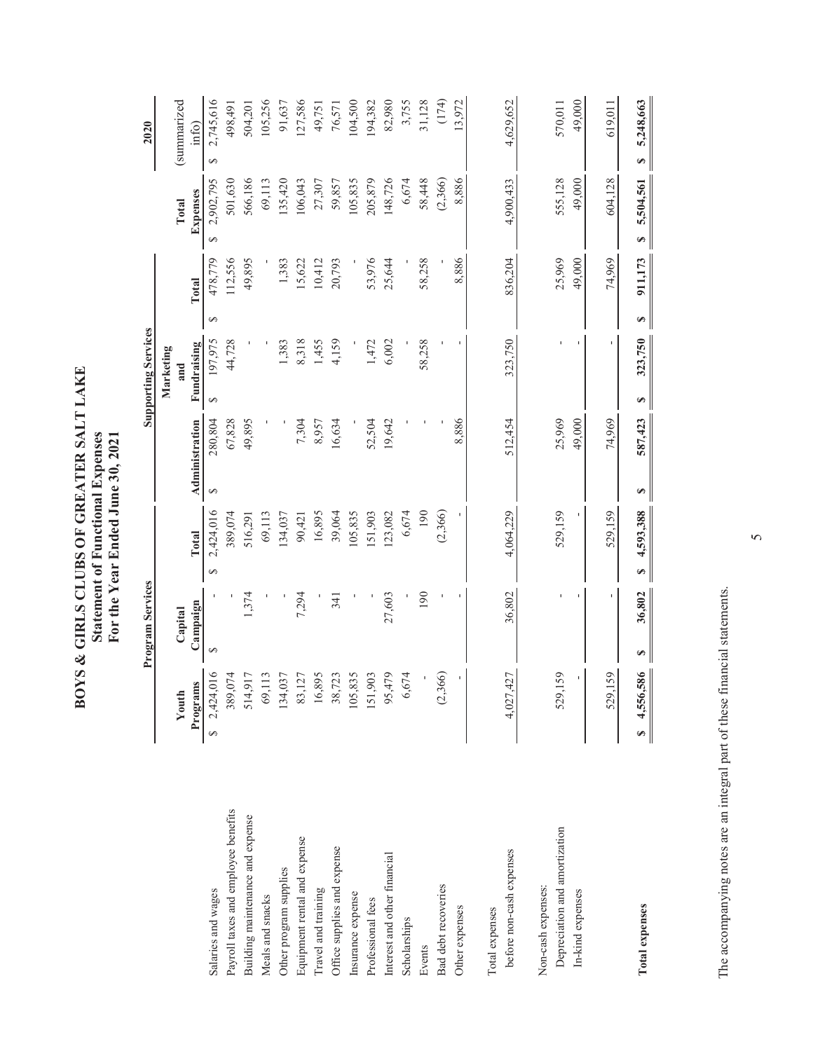# BOYS & GIRLS CLUBS OF GREATER SALT LAKE
## Statement of Functional Expenses
### For the Year Ended June 30, 2021

| | Program Services | | | Supporting Services | | | | 2020 |
|---|---|---|---|---|---|---|---|---|
| | Youth Programs | Capital Campaign | Total | Administration | Marketing and Fundraising | Total | Total Expenses | (summarized info) |
| Salaries and wages | $ 2,424,016 | $ - | $ 2,424,016 | $ 280,804 | $ 197,975 | $ 478,779 | $ 2,902,795 | $ 2,745,616 |
| Payroll taxes and employee benefits | 389,074 | - | 389,074 | 67,828 | 44,728 | 112,556 | 501,630 | 498,491 |
| Building maintenance and expense | 514,917 | 1,374 | 516,291 | 49,895 | - | 49,895 | 566,186 | 504,201 |
| Meals and snacks | 69,113 | - | 69,113 | - | - | - | 69,113 | 105,256 |
| Other program supplies | 134,037 | - | 134,037 | - | 1,383 | 1,383 | 135,420 | 91,637 |
| Equipment rental and expense | 83,127 | 7,294 | 90,421 | 7,304 | 8,318 | 15,622 | 106,043 | 127,586 |
| Travel and training | 16,895 | - | 16,895 | 8,957 | 1,455 | 10,412 | 27,307 | 49,751 |
| Office supplies and expense | 38,723 | 341 | 39,064 | 16,634 | 4,159 | 20,793 | 59,857 | 76,571 |
| Insurance expense | 105,835 | - | 105,835 | - | - | - | 105,835 | 104,500 |
| Professional fees | 151,903 | - | 151,903 | 52,504 | 1,472 | 53,976 | 205,879 | 194,382 |
| Interest and other financial | 95,479 | 27,603 | 123,082 | 19,642 | 6,002 | 25,644 | 148,726 | 82,980 |
| Scholarships | 6,674 | - | 6,674 | - | - | - | 6,674 | 3,755 |
| Events | - | 190 | 190 | - | 58,258 | 58,258 | 58,448 | 31,128 |
| Bad debt recoveries | (2,366) | - | (2,366) | - | - | - | (2,366) | (174) |
| Other expenses | - | - | - | 8,886 | - | 8,886 | 8,886 | 13,972 |
| Total expenses before non-cash expenses | 4,027,427 | 36,802 | 4,064,229 | 512,454 | 323,750 | 836,204 | 4,900,433 | 4,629,652 |
| Non-cash expenses: | | | | | | | | |
| Depreciation and amortization | 529,159 | - | 529,159 | 25,969 | - | 25,969 | 555,128 | 570,011 |
| In-kind expenses | - | - | - | 49,000 | - | 49,000 | 49,000 | 49,000 |
| | 529,159 | - | 529,159 | 74,969 | - | 74,969 | 604,128 | 619,011 |
| **Total expenses** | **$ 4,556,586** | **$ 36,802** | **$ 4,593,388** | **$ 587,423** | **$ 323,750** | **$ 911,173** | **$ 5,504,561** | **$ 5,248,663** |

The accompanying notes are an integral part of these financial statements.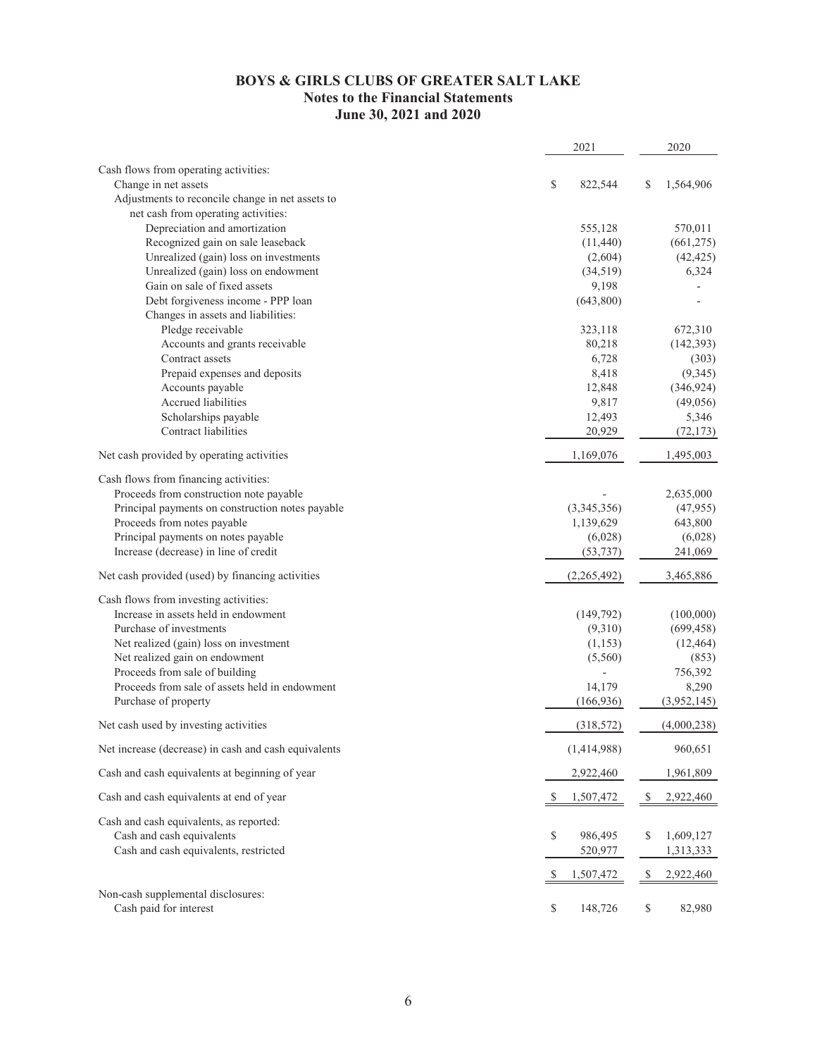# BOYS & GIRLS CLUBS OF GREATER SALT LAKE
## Notes to the Financial Statements
## June 30, 2021 and 2020

| | 2021 | 2020 |
|---|---|---|
| Cash flows from operating activities: | | |
| Change in net assets | $ 822,544 | $ 1,564,906 |
| Adjustments to reconcile change in net assets to net cash from operating activities: | | |
| Depreciation and amortization | 555,128 | 570,011 |
| Recognized gain on sale leaseback | (11,440) | (661,275) |
| Unrealized (gain) loss on investments | (2,604) | (42,425) |
| Unrealized (gain) loss on endowment | (34,519) | 6,324 |
| Gain on sale of fixed assets | 9,198 | - |
| Debt forgiveness income - PPP loan | (643,800) | - |
| Changes in assets and liabilities: | | |
| Pledge receivable | 323,118 | 672,310 |
| Accounts and grants receivable | 80,218 | (142,393) |
| Contract assets | 6,728 | (303) |
| Prepaid expenses and deposits | 8,418 | (9,345) |
| Accounts payable | 12,848 | (346,924) |
| Accrued liabilities | 9,817 | (49,056) |
| Scholarships payable | 12,493 | 5,346 |
| Contract liabilities | 20,929 | (72,173) |
| Net cash provided by operating activities | 1,169,076 | 1,495,003 |
| Cash flows from financing activities: | | |
| Proceeds from construction note payable | - | 2,635,000 |
| Principal payments on construction notes payable | (3,345,356) | (47,955) |
| Proceeds from notes payable | 1,139,629 | 643,800 |
| Principal payments on notes payable | (6,028) | (6,028) |
| Increase (decrease) in line of credit | (53,737) | 241,069 |
| Net cash provided (used) by financing activities | (2,265,492) | 3,465,886 |
| Cash flows from investing activities: | | |
| Increase in assets held in endowment | (149,792) | (100,000) |
| Purchase of investments | (9,310) | (699,458) |
| Net realized (gain) loss on investment | (1,153) | (12,464) |
| Net realized gain on endowment | (5,560) | (853) |
| Proceeds from sale of building | - | 756,392 |
| Proceeds from sale of assets held in endowment | 14,179 | 8,290 |
| Purchase of property | (166,936) | (3,952,145) |
| Net cash used by investing activities | (318,572) | (4,000,238) |
| Net increase (decrease) in cash and cash equivalents | (1,414,988) | 960,651 |
| Cash and cash equivalents at beginning of year | 2,922,460 | 1,961,809 |
| Cash and cash equivalents at end of year | $ 1,507,472 | $ 2,922,460 |
| Cash and cash equivalents, as reported: | | |
| Cash and cash equivalents | $ 986,495 | $ 1,609,127 |
| Cash and cash equivalents, restricted | 520,977 | 1,313,333 |
| | $ 1,507,472 | $ 2,922,460 |
| Non-cash supplemental disclosures: | | |
| Cash paid for interest | $ 148,726 | $ 82,980 |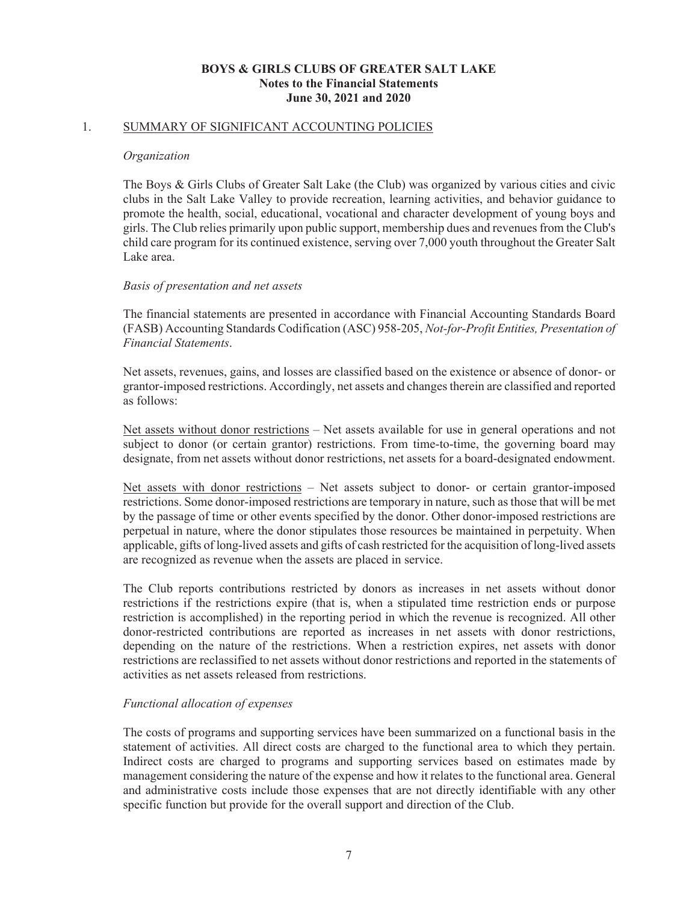**BOYS & GIRLS CLUBS OF GREATER SALT LAKE**
**Notes to the Financial Statements**
**June 30, 2021 and 2020**

## 1. SUMMARY OF SIGNIFICANT ACCOUNTING POLICIES

*Organization*

The Boys & Girls Clubs of Greater Salt Lake (the Club) was organized by various cities and civic clubs in the Salt Lake Valley to provide recreation, learning activities, and behavior guidance to promote the health, social, educational, vocational and character development of young boys and girls. The Club relies primarily upon public support, membership dues and revenues from the Club's child care program for its continued existence, serving over 7,000 youth throughout the Greater Salt Lake area.

*Basis of presentation and net assets*

The financial statements are presented in accordance with Financial Accounting Standards Board (FASB) Accounting Standards Codification (ASC) 958-205, *Not-for-Profit Entities, Presentation of Financial Statements*.

Net assets, revenues, gains, and losses are classified based on the existence or absence of donor- or grantor-imposed restrictions. Accordingly, net assets and changes therein are classified and reported as follows:

Net assets without donor restrictions – Net assets available for use in general operations and not subject to donor (or certain grantor) restrictions. From time-to-time, the governing board may designate, from net assets without donor restrictions, net assets for a board-designated endowment.

Net assets with donor restrictions – Net assets subject to donor- or certain grantor-imposed restrictions. Some donor-imposed restrictions are temporary in nature, such as those that will be met by the passage of time or other events specified by the donor. Other donor-imposed restrictions are perpetual in nature, where the donor stipulates those resources be maintained in perpetuity. When applicable, gifts of long-lived assets and gifts of cash restricted for the acquisition of long-lived assets are recognized as revenue when the assets are placed in service.

The Club reports contributions restricted by donors as increases in net assets without donor restrictions if the restrictions expire (that is, when a stipulated time restriction ends or purpose restriction is accomplished) in the reporting period in which the revenue is recognized. All other donor-restricted contributions are reported as increases in net assets with donor restrictions, depending on the nature of the restrictions. When a restriction expires, net assets with donor restrictions are reclassified to net assets without donor restrictions and reported in the statements of activities as net assets released from restrictions.

*Functional allocation of expenses*

The costs of programs and supporting services have been summarized on a functional basis in the statement of activities. All direct costs are charged to the functional area to which they pertain. Indirect costs are charged to programs and supporting services based on estimates made by management considering the nature of the expense and how it relates to the functional area. General and administrative costs include those expenses that are not directly identifiable with any other specific function but provide for the overall support and direction of the Club.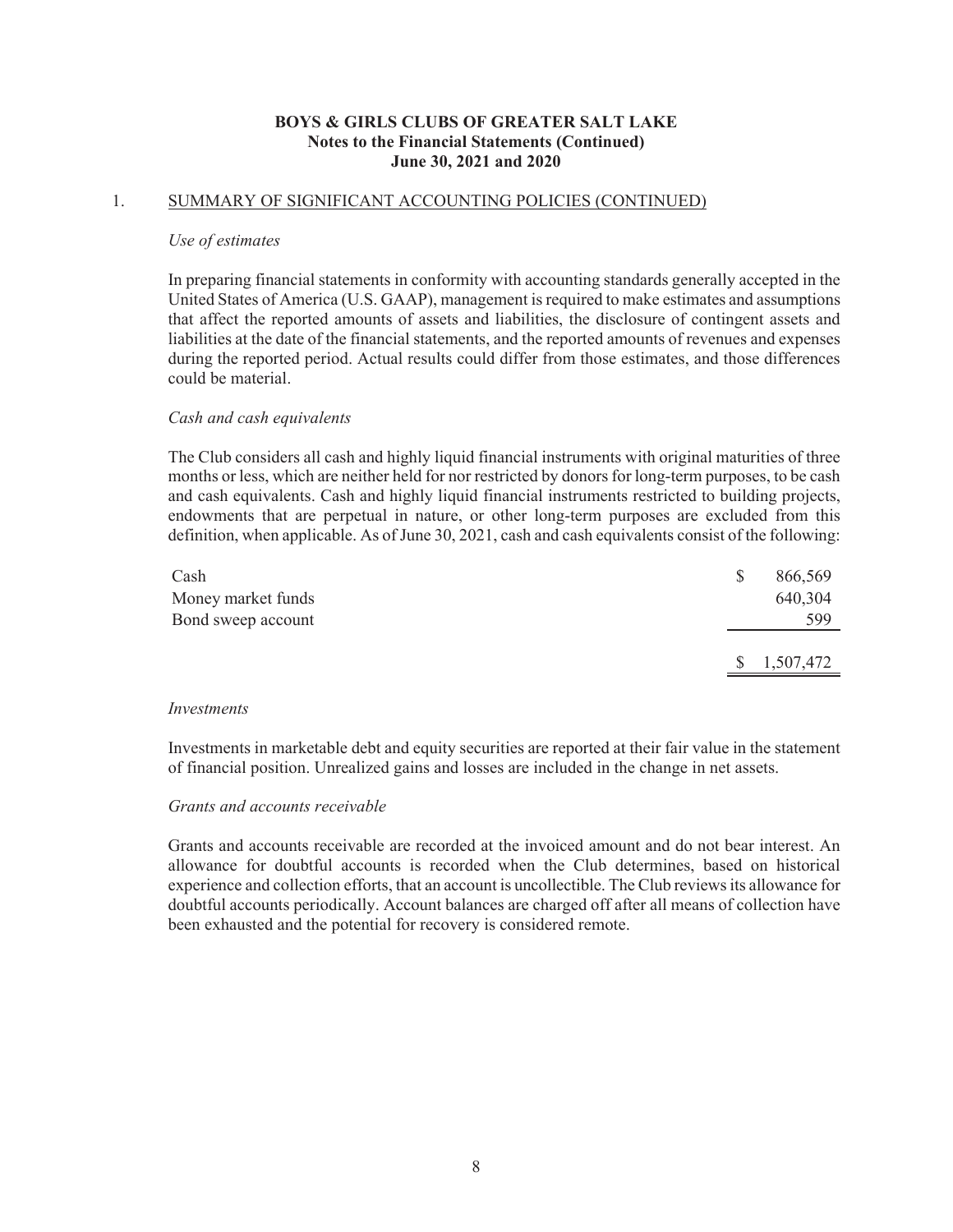**BOYS & GIRLS CLUBS OF GREATER SALT LAKE**
**Notes to the Financial Statements (Continued)**
**June 30, 2021 and 2020**

1. SUMMARY OF SIGNIFICANT ACCOUNTING POLICIES (CONTINUED)

*Use of estimates*

In preparing financial statements in conformity with accounting standards generally accepted in the United States of America (U.S. GAAP), management is required to make estimates and assumptions that affect the reported amounts of assets and liabilities, the disclosure of contingent assets and liabilities at the date of the financial statements, and the reported amounts of revenues and expenses during the reported period. Actual results could differ from those estimates, and those differences could be material.

*Cash and cash equivalents*

The Club considers all cash and highly liquid financial instruments with original maturities of three months or less, which are neither held for nor restricted by donors for long-term purposes, to be cash and cash equivalents. Cash and highly liquid financial instruments restricted to building projects, endowments that are perpetual in nature, or other long-term purposes are excluded from this definition, when applicable. As of June 30, 2021, cash and cash equivalents consist of the following:

| | |
|---|---|
| Cash | $ 866,569 |
| Money market funds | 640,304 |
| Bond sweep account | 599 |
| | $ 1,507,472 |

*Investments*

Investments in marketable debt and equity securities are reported at their fair value in the statement of financial position. Unrealized gains and losses are included in the change in net assets.

*Grants and accounts receivable*

Grants and accounts receivable are recorded at the invoiced amount and do not bear interest. An allowance for doubtful accounts is recorded when the Club determines, based on historical experience and collection efforts, that an account is uncollectible. The Club reviews its allowance for doubtful accounts periodically. Account balances are charged off after all means of collection have been exhausted and the potential for recovery is considered remote.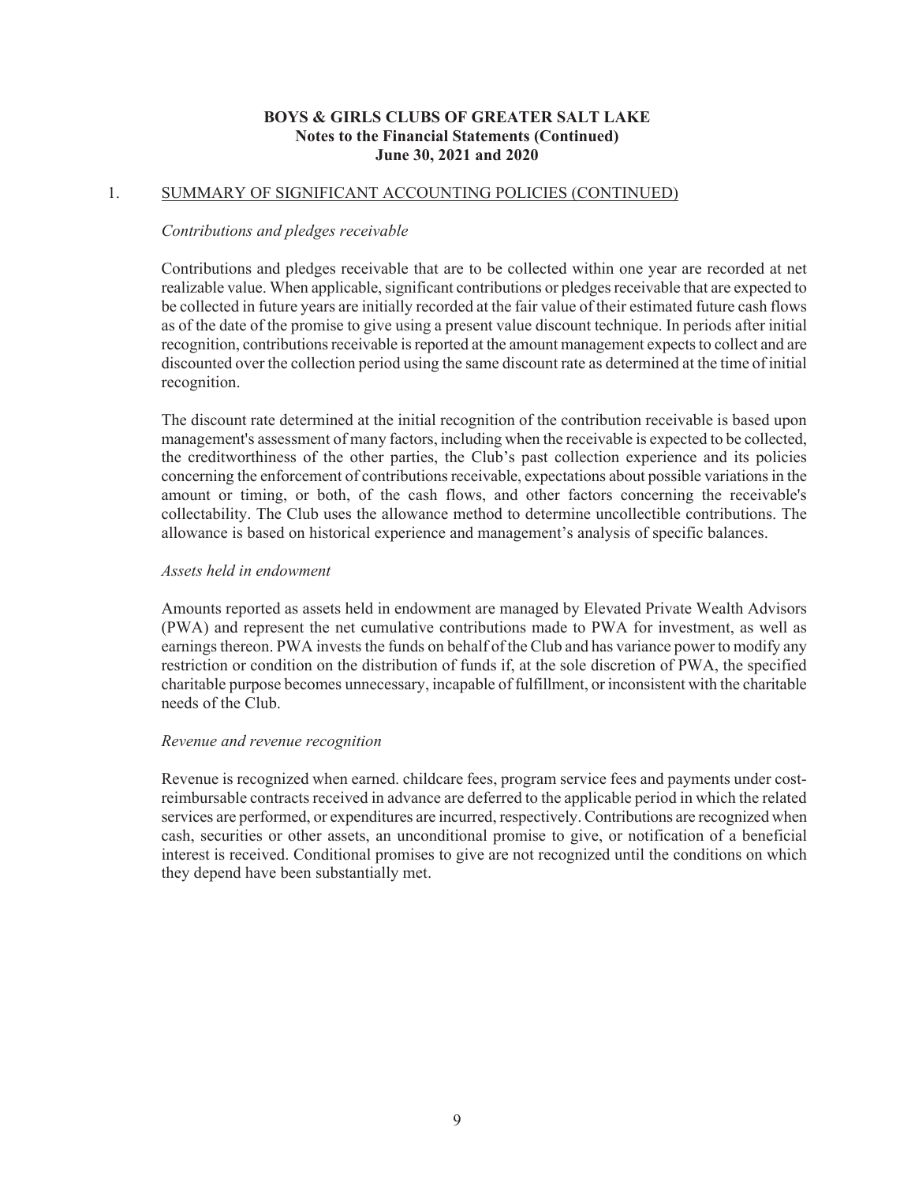**BOYS & GIRLS CLUBS OF GREATER SALT LAKE**
**Notes to the Financial Statements (Continued)**
**June 30, 2021 and 2020**

1. SUMMARY OF SIGNIFICANT ACCOUNTING POLICIES (CONTINUED)

*Contributions and pledges receivable*

Contributions and pledges receivable that are to be collected within one year are recorded at net realizable value. When applicable, significant contributions or pledges receivable that are expected to be collected in future years are initially recorded at the fair value of their estimated future cash flows as of the date of the promise to give using a present value discount technique. In periods after initial recognition, contributions receivable is reported at the amount management expects to collect and are discounted over the collection period using the same discount rate as determined at the time of initial recognition.

The discount rate determined at the initial recognition of the contribution receivable is based upon management's assessment of many factors, including when the receivable is expected to be collected, the creditworthiness of the other parties, the Club's past collection experience and its policies concerning the enforcement of contributions receivable, expectations about possible variations in the amount or timing, or both, of the cash flows, and other factors concerning the receivable's collectability. The Club uses the allowance method to determine uncollectible contributions. The allowance is based on historical experience and management's analysis of specific balances.

*Assets held in endowment*

Amounts reported as assets held in endowment are managed by Elevated Private Wealth Advisors (PWA) and represent the net cumulative contributions made to PWA for investment, as well as earnings thereon. PWA invests the funds on behalf of the Club and has variance power to modify any restriction or condition on the distribution of funds if, at the sole discretion of PWA, the specified charitable purpose becomes unnecessary, incapable of fulfillment, or inconsistent with the charitable needs of the Club.

*Revenue and revenue recognition*

Revenue is recognized when earned. childcare fees, program service fees and payments under cost-reimbursable contracts received in advance are deferred to the applicable period in which the related services are performed, or expenditures are incurred, respectively. Contributions are recognized when cash, securities or other assets, an unconditional promise to give, or notification of a beneficial interest is received. Conditional promises to give are not recognized until the conditions on which they depend have been substantially met.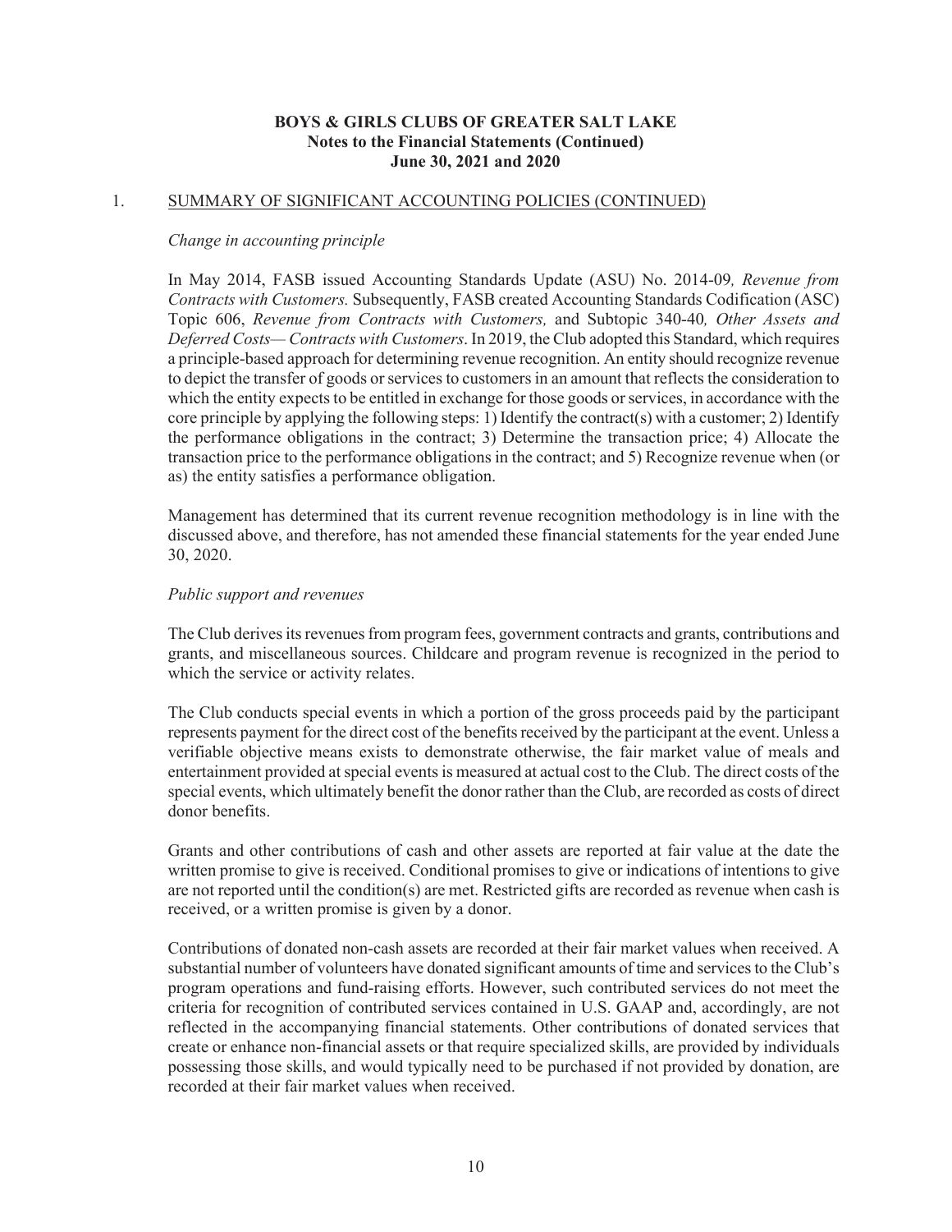**BOYS & GIRLS CLUBS OF GREATER SALT LAKE**
**Notes to the Financial Statements (Continued)**
**June 30, 2021 and 2020**

## 1. SUMMARY OF SIGNIFICANT ACCOUNTING POLICIES (CONTINUED)

*Change in accounting principle*

In May 2014, FASB issued Accounting Standards Update (ASU) No. 2014-09*, Revenue from Contracts with Customers.* Subsequently, FASB created Accounting Standards Codification (ASC) Topic 606, *Revenue from Contracts with Customers,* and Subtopic 340-40*, Other Assets and Deferred Costs— Contracts with Customers*. In 2019, the Club adopted this Standard, which requires a principle-based approach for determining revenue recognition. An entity should recognize revenue to depict the transfer of goods or services to customers in an amount that reflects the consideration to which the entity expects to be entitled in exchange for those goods or services, in accordance with the core principle by applying the following steps: 1) Identify the contract(s) with a customer; 2) Identify the performance obligations in the contract; 3) Determine the transaction price; 4) Allocate the transaction price to the performance obligations in the contract; and 5) Recognize revenue when (or as) the entity satisfies a performance obligation.

Management has determined that its current revenue recognition methodology is in line with the discussed above, and therefore, has not amended these financial statements for the year ended June 30, 2020.

*Public support and revenues*

The Club derives its revenues from program fees, government contracts and grants, contributions and grants, and miscellaneous sources. Childcare and program revenue is recognized in the period to which the service or activity relates.

The Club conducts special events in which a portion of the gross proceeds paid by the participant represents payment for the direct cost of the benefits received by the participant at the event. Unless a verifiable objective means exists to demonstrate otherwise, the fair market value of meals and entertainment provided at special events is measured at actual cost to the Club. The direct costs of the special events, which ultimately benefit the donor rather than the Club, are recorded as costs of direct donor benefits.

Grants and other contributions of cash and other assets are reported at fair value at the date the written promise to give is received. Conditional promises to give or indications of intentions to give are not reported until the condition(s) are met. Restricted gifts are recorded as revenue when cash is received, or a written promise is given by a donor.

Contributions of donated non-cash assets are recorded at their fair market values when received. A substantial number of volunteers have donated significant amounts of time and services to the Club's program operations and fund-raising efforts. However, such contributed services do not meet the criteria for recognition of contributed services contained in U.S. GAAP and, accordingly, are not reflected in the accompanying financial statements. Other contributions of donated services that create or enhance non-financial assets or that require specialized skills, are provided by individuals possessing those skills, and would typically need to be purchased if not provided by donation, are recorded at their fair market values when received.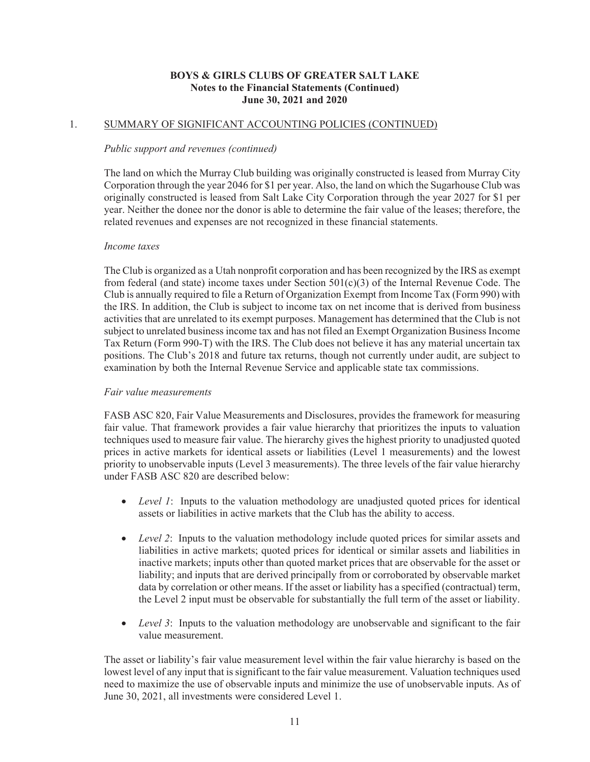## 1. SUMMARY OF SIGNIFICANT ACCOUNTING POLICIES (CONTINUED)

*Public support and revenues (continued)*

The land on which the Murray Club building was originally constructed is leased from Murray City Corporation through the year 2046 for $1 per year. Also, the land on which the Sugarhouse Club was originally constructed is leased from Salt Lake City Corporation through the year 2027 for $1 per year. Neither the donee nor the donor is able to determine the fair value of the leases; therefore, the related revenues and expenses are not recognized in these financial statements.

*Income taxes*

The Club is organized as a Utah nonprofit corporation and has been recognized by the IRS as exempt from federal (and state) income taxes under Section 501(c)(3) of the Internal Revenue Code. The Club is annually required to file a Return of Organization Exempt from Income Tax (Form 990) with the IRS. In addition, the Club is subject to income tax on net income that is derived from business activities that are unrelated to its exempt purposes. Management has determined that the Club is not subject to unrelated business income tax and has not filed an Exempt Organization Business Income Tax Return (Form 990-T) with the IRS. The Club does not believe it has any material uncertain tax positions. The Club's 2018 and future tax returns, though not currently under audit, are subject to examination by both the Internal Revenue Service and applicable state tax commissions.

*Fair value measurements*

FASB ASC 820, Fair Value Measurements and Disclosures, provides the framework for measuring fair value. That framework provides a fair value hierarchy that prioritizes the inputs to valuation techniques used to measure fair value. The hierarchy gives the highest priority to unadjusted quoted prices in active markets for identical assets or liabilities (Level 1 measurements) and the lowest priority to unobservable inputs (Level 3 measurements). The three levels of the fair value hierarchy under FASB ASC 820 are described below:

- *Level 1*: Inputs to the valuation methodology are unadjusted quoted prices for identical assets or liabilities in active markets that the Club has the ability to access.
- *Level 2*: Inputs to the valuation methodology include quoted prices for similar assets and liabilities in active markets; quoted prices for identical or similar assets and liabilities in inactive markets; inputs other than quoted market prices that are observable for the asset or liability; and inputs that are derived principally from or corroborated by observable market data by correlation or other means. If the asset or liability has a specified (contractual) term, the Level 2 input must be observable for substantially the full term of the asset or liability.
- *Level 3*: Inputs to the valuation methodology are unobservable and significant to the fair value measurement.

The asset or liability's fair value measurement level within the fair value hierarchy is based on the lowest level of any input that is significant to the fair value measurement. Valuation techniques used need to maximize the use of observable inputs and minimize the use of unobservable inputs. As of June 30, 2021, all investments were considered Level 1.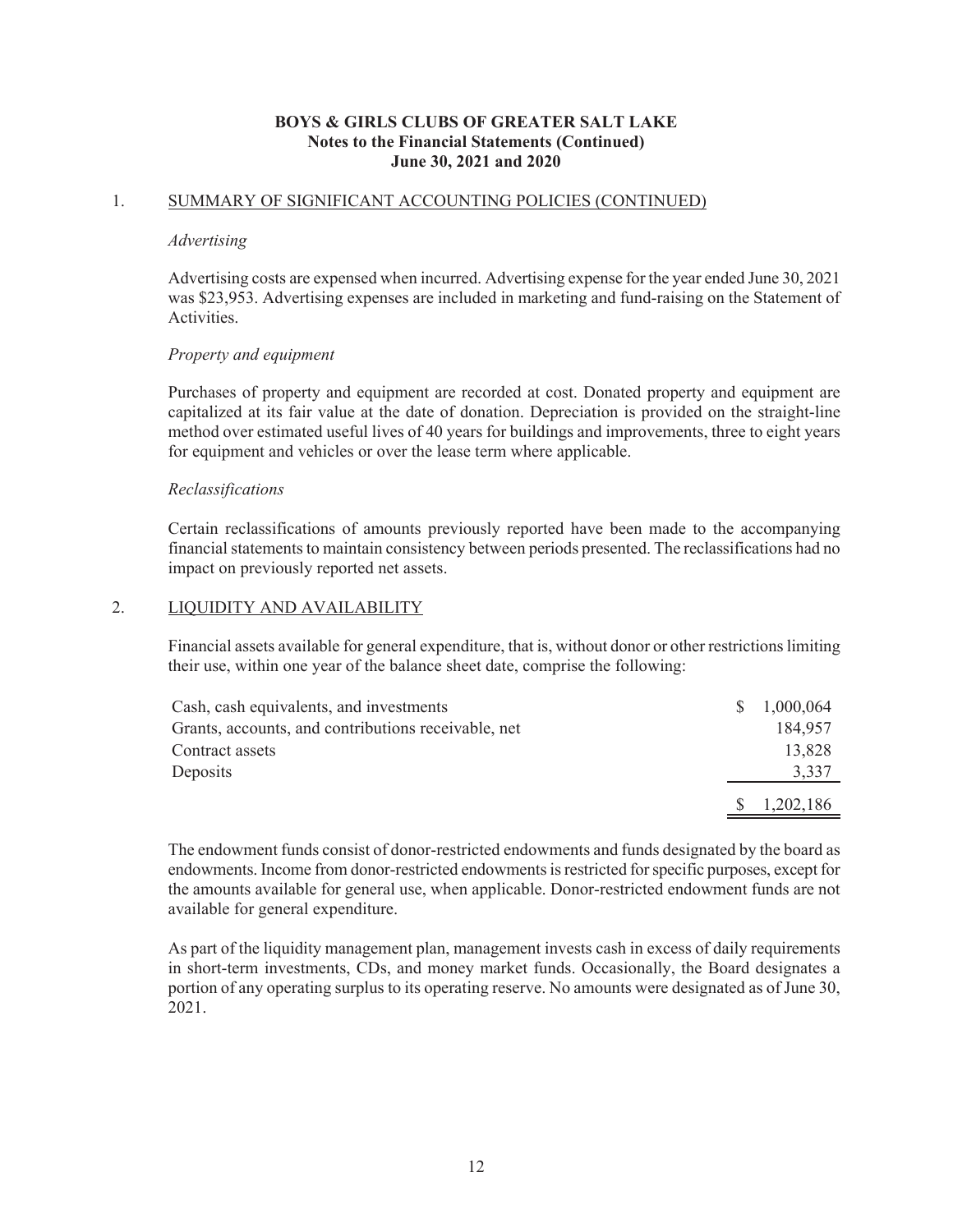**BOYS & GIRLS CLUBS OF GREATER SALT LAKE**
**Notes to the Financial Statements (Continued)**
**June 30, 2021 and 2020**

## 1. SUMMARY OF SIGNIFICANT ACCOUNTING POLICIES (CONTINUED)

*Advertising*

Advertising costs are expensed when incurred. Advertising expense for the year ended June 30, 2021 was $23,953. Advertising expenses are included in marketing and fund-raising on the Statement of Activities.

*Property and equipment*

Purchases of property and equipment are recorded at cost. Donated property and equipment are capitalized at its fair value at the date of donation. Depreciation is provided on the straight-line method over estimated useful lives of 40 years for buildings and improvements, three to eight years for equipment and vehicles or over the lease term where applicable.

*Reclassifications*

Certain reclassifications of amounts previously reported have been made to the accompanying financial statements to maintain consistency between periods presented. The reclassifications had no impact on previously reported net assets.

## 2. LIQUIDITY AND AVAILABILITY

Financial assets available for general expenditure, that is, without donor or other restrictions limiting their use, within one year of the balance sheet date, comprise the following:

| | |
|---|---|
| Cash, cash equivalents, and investments | $ 1,000,064 |
| Grants, accounts, and contributions receivable, net | 184,957 |
| Contract assets | 13,828 |
| Deposits | 3,337 |
| | $ 1,202,186 |

The endowment funds consist of donor-restricted endowments and funds designated by the board as endowments. Income from donor-restricted endowments is restricted for specific purposes, except for the amounts available for general use, when applicable. Donor-restricted endowment funds are not available for general expenditure.

As part of the liquidity management plan, management invests cash in excess of daily requirements in short-term investments, CDs, and money market funds. Occasionally, the Board designates a portion of any operating surplus to its operating reserve. No amounts were designated as of June 30, 2021.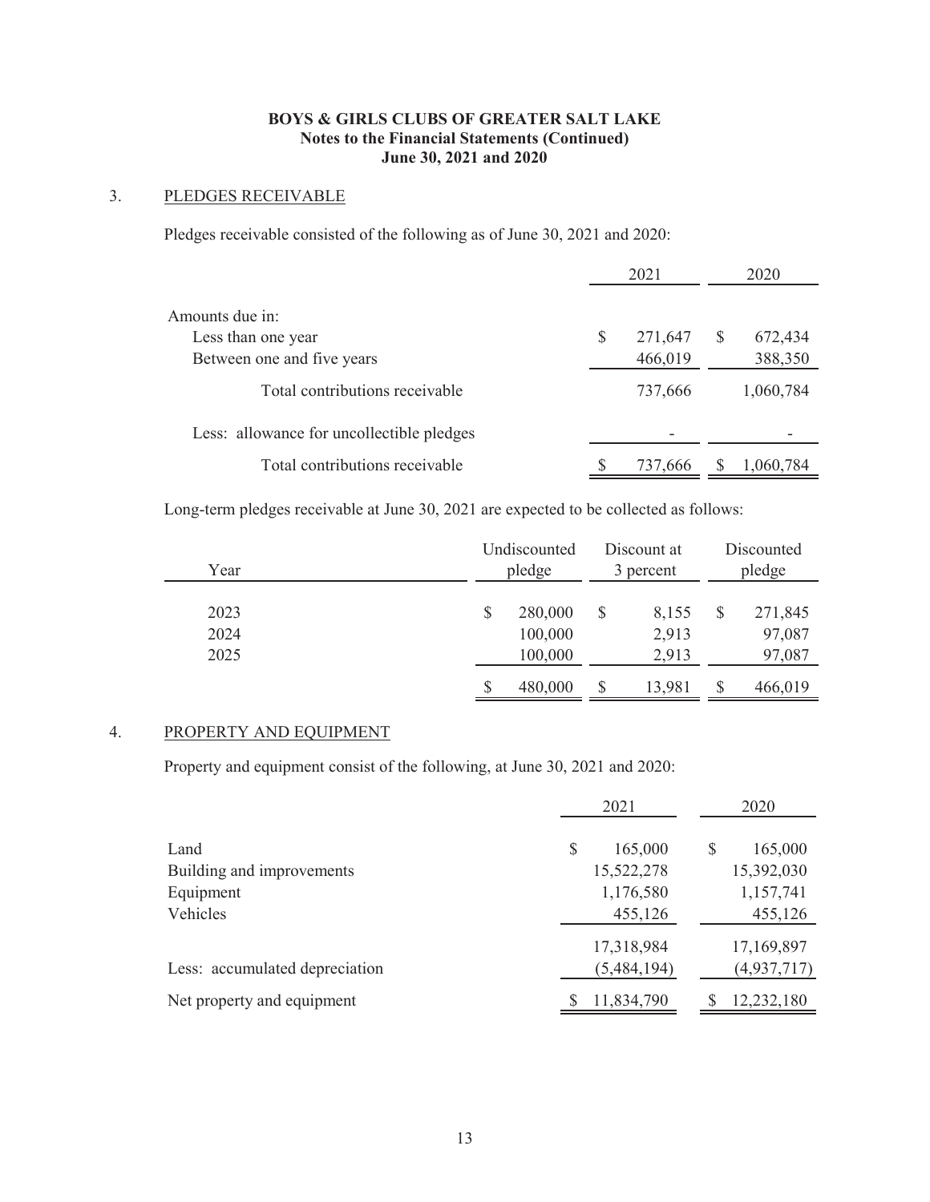**BOYS & GIRLS CLUBS OF GREATER SALT LAKE**
**Notes to the Financial Statements (Continued)**
**June 30, 2021 and 2020**

## 3. PLEDGES RECEIVABLE

Pledges receivable consisted of the following as of June 30, 2021 and 2020:

| | 2021 | 2020 |
|---|---|---|
| Amounts due in: | | |
| Less than one year | $ 271,647 | $ 672,434 |
| Between one and five years | 466,019 | 388,350 |
| Total contributions receivable | 737,666 | 1,060,784 |
| Less: allowance for uncollectible pledges | - | - |
| Total contributions receivable | $ 737,666 | $ 1,060,784 |

Long-term pledges receivable at June 30, 2021 are expected to be collected as follows:

| Year | Undiscounted pledge | Discount at 3 percent | Discounted pledge |
|---|---|---|---|
| 2023 | $ 280,000 | $ 8,155 | $ 271,845 |
| 2024 | 100,000 | 2,913 | 97,087 |
| 2025 | 100,000 | 2,913 | 97,087 |
| | $ 480,000 | $ 13,981 | $ 466,019 |

## 4. PROPERTY AND EQUIPMENT

Property and equipment consist of the following, at June 30, 2021 and 2020:

| | 2021 | 2020 |
|---|---|---|
| Land | $ 165,000 | $ 165,000 |
| Building and improvements | 15,522,278 | 15,392,030 |
| Equipment | 1,176,580 | 1,157,741 |
| Vehicles | 455,126 | 455,126 |
| | 17,318,984 | 17,169,897 |
| Less: accumulated depreciation | (5,484,194) | (4,937,717) |
| Net property and equipment | $ 11,834,790 | $ 12,232,180 |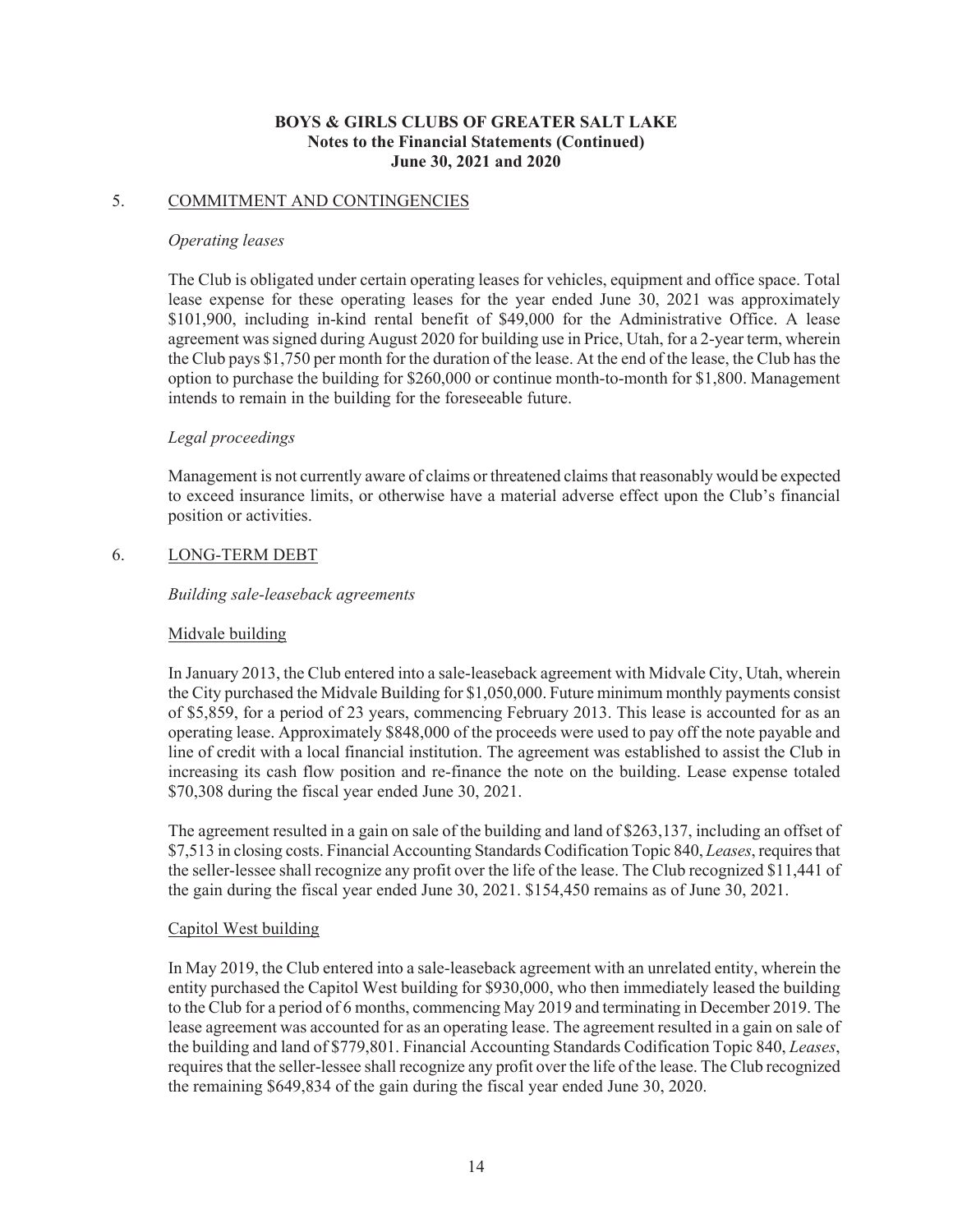## 5. COMMITMENT AND CONTINGENCIES

*Operating leases*

The Club is obligated under certain operating leases for vehicles, equipment and office space. Total lease expense for these operating leases for the year ended June 30, 2021 was approximately $101,900, including in-kind rental benefit of $49,000 for the Administrative Office. A lease agreement was signed during August 2020 for building use in Price, Utah, for a 2-year term, wherein the Club pays $1,750 per month for the duration of the lease. At the end of the lease, the Club has the option to purchase the building for $260,000 or continue month-to-month for $1,800. Management intends to remain in the building for the foreseeable future.

*Legal proceedings*

Management is not currently aware of claims or threatened claims that reasonably would be expected to exceed insurance limits, or otherwise have a material adverse effect upon the Club's financial position or activities.

## 6. LONG-TERM DEBT

*Building sale-leaseback agreements*

Midvale building

In January 2013, the Club entered into a sale-leaseback agreement with Midvale City, Utah, wherein the City purchased the Midvale Building for $1,050,000. Future minimum monthly payments consist of $5,859, for a period of 23 years, commencing February 2013. This lease is accounted for as an operating lease. Approximately $848,000 of the proceeds were used to pay off the note payable and line of credit with a local financial institution. The agreement was established to assist the Club in increasing its cash flow position and re-finance the note on the building. Lease expense totaled $70,308 during the fiscal year ended June 30, 2021.

The agreement resulted in a gain on sale of the building and land of $263,137, including an offset of $7,513 in closing costs. Financial Accounting Standards Codification Topic 840, *Leases*, requires that the seller-lessee shall recognize any profit over the life of the lease. The Club recognized $11,441 of the gain during the fiscal year ended June 30, 2021. $154,450 remains as of June 30, 2021.

Capitol West building

In May 2019, the Club entered into a sale-leaseback agreement with an unrelated entity, wherein the entity purchased the Capitol West building for $930,000, who then immediately leased the building to the Club for a period of 6 months, commencing May 2019 and terminating in December 2019. The lease agreement was accounted for as an operating lease. The agreement resulted in a gain on sale of the building and land of $779,801. Financial Accounting Standards Codification Topic 840, *Leases*, requires that the seller-lessee shall recognize any profit over the life of the lease. The Club recognized the remaining $649,834 of the gain during the fiscal year ended June 30, 2020.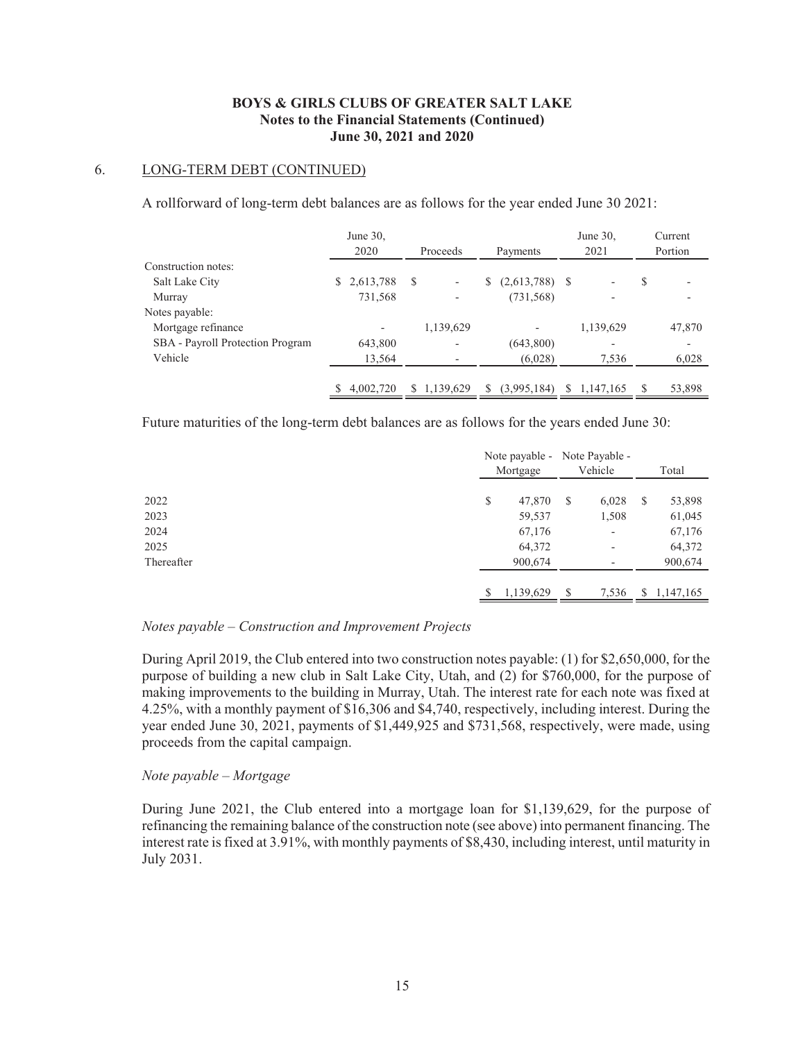6. LONG-TERM DEBT (CONTINUED)

A rollforward of long-term debt balances are as follows for the year ended June 30 2021:

| | June 30, 2020 | Proceeds | Payments | June 30, 2021 | Current Portion |
|---|---|---|---|---|---|
| Construction notes: | | | | | |
| Salt Lake City | $ 2,613,788 | $ - | $ (2,613,788) | $ - | $ - |
| Murray | 731,568 | - | (731,568) | - | - |
| Notes payable: | | | | | |
| Mortgage refinance | - | 1,139,629 | - | 1,139,629 | 47,870 |
| SBA - Payroll Protection Program | 643,800 | - | (643,800) | - | - |
| Vehicle | 13,564 | - | (6,028) | 7,536 | 6,028 |
| | $ 4,002,720 | $ 1,139,629 | $ (3,995,184) | $ 1,147,165 | $ 53,898 |

Future maturities of the long-term debt balances are as follows for the years ended June 30:

| | Note payable - Mortgage | Note Payable - Vehicle | Total |
|---|---|---|---|
| 2022 | $ 47,870 | $ 6,028 | $ 53,898 |
| 2023 | 59,537 | 1,508 | 61,045 |
| 2024 | 67,176 | - | 67,176 |
| 2025 | 64,372 | - | 64,372 |
| Thereafter | 900,674 | - | 900,674 |
| | $ 1,139,629 | $ 7,536 | $ 1,147,165 |

*Notes payable – Construction and Improvement Projects*

During April 2019, the Club entered into two construction notes payable: (1) for $2,650,000, for the purpose of building a new club in Salt Lake City, Utah, and (2) for $760,000, for the purpose of making improvements to the building in Murray, Utah. The interest rate for each note was fixed at 4.25%, with a monthly payment of $16,306 and $4,740, respectively, including interest. During the year ended June 30, 2021, payments of $1,449,925 and $731,568, respectively, were made, using proceeds from the capital campaign.

*Note payable – Mortgage*

During June 2021, the Club entered into a mortgage loan for $1,139,629, for the purpose of refinancing the remaining balance of the construction note (see above) into permanent financing. The interest rate is fixed at 3.91%, with monthly payments of $8,430, including interest, until maturity in July 2031.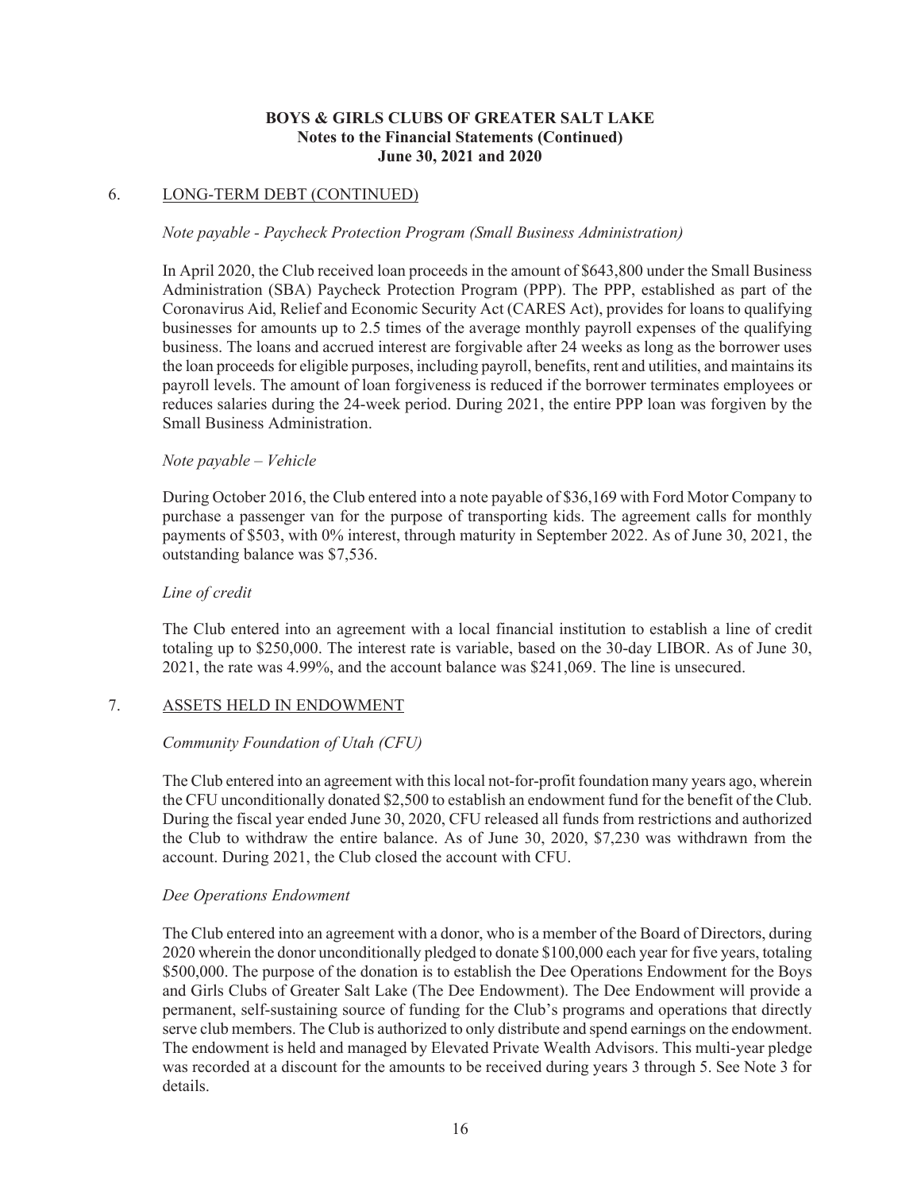## 6. LONG-TERM DEBT (CONTINUED)

*Note payable - Paycheck Protection Program (Small Business Administration)*

In April 2020, the Club received loan proceeds in the amount of $643,800 under the Small Business Administration (SBA) Paycheck Protection Program (PPP). The PPP, established as part of the Coronavirus Aid, Relief and Economic Security Act (CARES Act), provides for loans to qualifying businesses for amounts up to 2.5 times of the average monthly payroll expenses of the qualifying business. The loans and accrued interest are forgivable after 24 weeks as long as the borrower uses the loan proceeds for eligible purposes, including payroll, benefits, rent and utilities, and maintains its payroll levels. The amount of loan forgiveness is reduced if the borrower terminates employees or reduces salaries during the 24-week period. During 2021, the entire PPP loan was forgiven by the Small Business Administration.

*Note payable – Vehicle*

During October 2016, the Club entered into a note payable of $36,169 with Ford Motor Company to purchase a passenger van for the purpose of transporting kids. The agreement calls for monthly payments of $503, with 0% interest, through maturity in September 2022. As of June 30, 2021, the outstanding balance was $7,536.

*Line of credit*

The Club entered into an agreement with a local financial institution to establish a line of credit totaling up to $250,000. The interest rate is variable, based on the 30-day LIBOR. As of June 30, 2021, the rate was 4.99%, and the account balance was $241,069. The line is unsecured.

## 7. ASSETS HELD IN ENDOWMENT

*Community Foundation of Utah (CFU)*

The Club entered into an agreement with this local not-for-profit foundation many years ago, wherein the CFU unconditionally donated $2,500 to establish an endowment fund for the benefit of the Club. During the fiscal year ended June 30, 2020, CFU released all funds from restrictions and authorized the Club to withdraw the entire balance. As of June 30, 2020, $7,230 was withdrawn from the account. During 2021, the Club closed the account with CFU.

*Dee Operations Endowment*

The Club entered into an agreement with a donor, who is a member of the Board of Directors, during 2020 wherein the donor unconditionally pledged to donate $100,000 each year for five years, totaling $500,000. The purpose of the donation is to establish the Dee Operations Endowment for the Boys and Girls Clubs of Greater Salt Lake (The Dee Endowment). The Dee Endowment will provide a permanent, self-sustaining source of funding for the Club's programs and operations that directly serve club members. The Club is authorized to only distribute and spend earnings on the endowment. The endowment is held and managed by Elevated Private Wealth Advisors. This multi-year pledge was recorded at a discount for the amounts to be received during years 3 through 5. See Note 3 for details.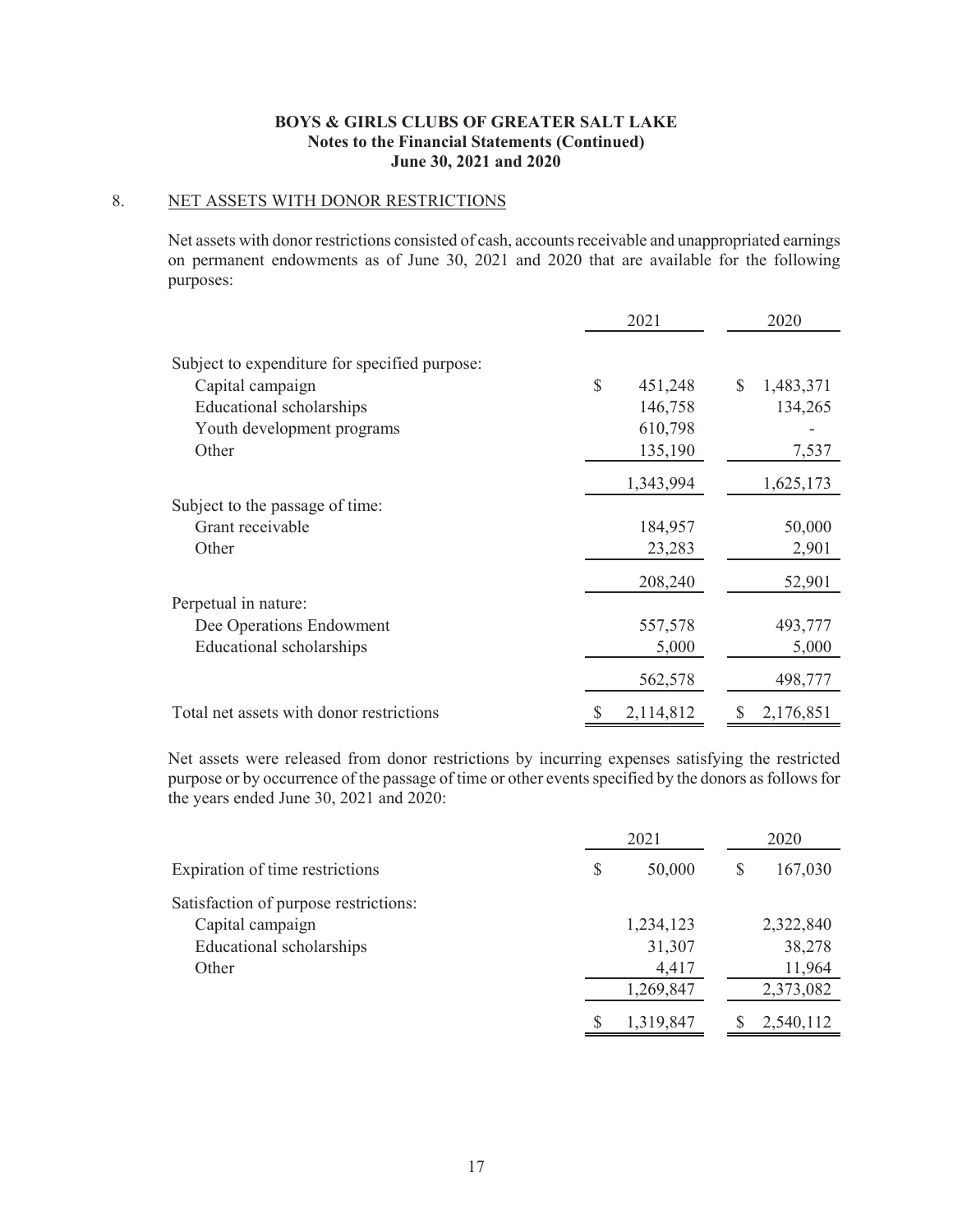**BOYS & GIRLS CLUBS OF GREATER SALT LAKE**
**Notes to the Financial Statements (Continued)**
**June 30, 2021 and 2020**

## 8. NET ASSETS WITH DONOR RESTRICTIONS

Net assets with donor restrictions consisted of cash, accounts receivable and unappropriated earnings on permanent endowments as of June 30, 2021 and 2020 that are available for the following purposes:

| | 2021 | 2020 |
|---|---|---|
| Subject to expenditure for specified purpose: | | |
| Capital campaign | $ 451,248 | $ 1,483,371 |
| Educational scholarships | 146,758 | 134,265 |
| Youth development programs | 610,798 | - |
| Other | 135,190 | 7,537 |
| | 1,343,994 | 1,625,173 |
| Subject to the passage of time: | | |
| Grant receivable | 184,957 | 50,000 |
| Other | 23,283 | 2,901 |
| | 208,240 | 52,901 |
| Perpetual in nature: | | |
| Dee Operations Endowment | 557,578 | 493,777 |
| Educational scholarships | 5,000 | 5,000 |
| | 562,578 | 498,777 |
| Total net assets with donor restrictions | $ 2,114,812 | $ 2,176,851 |

Net assets were released from donor restrictions by incurring expenses satisfying the restricted purpose or by occurrence of the passage of time or other events specified by the donors as follows for the years ended June 30, 2021 and 2020:

| | 2021 | 2020 |
|---|---|---|
| Expiration of time restrictions | $ 50,000 | $ 167,030 |
| Satisfaction of purpose restrictions: | | |
| Capital campaign | 1,234,123 | 2,322,840 |
| Educational scholarships | 31,307 | 38,278 |
| Other | 4,417 | 11,964 |
| | 1,269,847 | 2,373,082 |
| | $ 1,319,847 | $ 2,540,112 |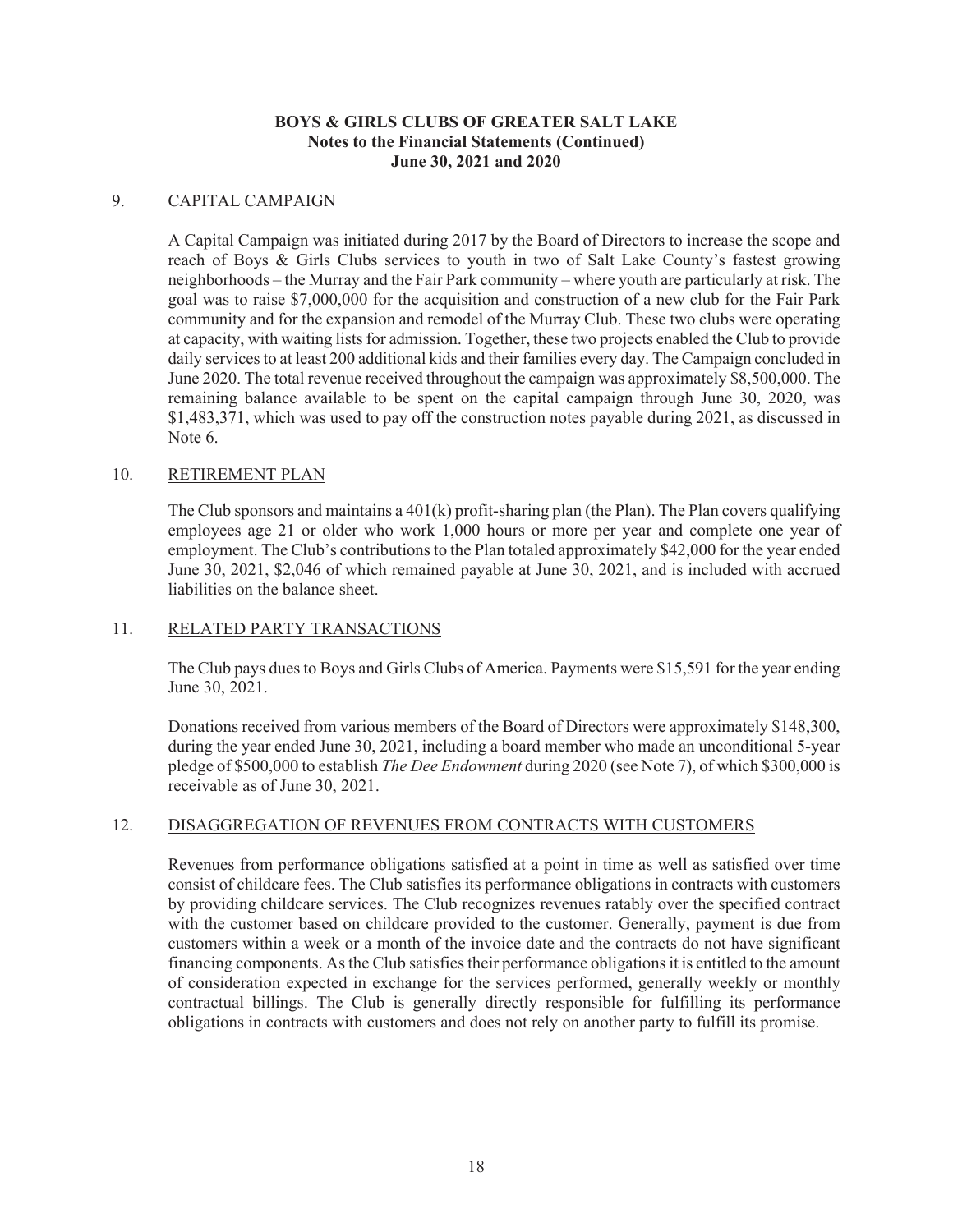**BOYS & GIRLS CLUBS OF GREATER SALT LAKE**
**Notes to the Financial Statements (Continued)**
**June 30, 2021 and 2020**

## 9. CAPITAL CAMPAIGN

A Capital Campaign was initiated during 2017 by the Board of Directors to increase the scope and reach of Boys & Girls Clubs services to youth in two of Salt Lake County's fastest growing neighborhoods – the Murray and the Fair Park community – where youth are particularly at risk. The goal was to raise $7,000,000 for the acquisition and construction of a new club for the Fair Park community and for the expansion and remodel of the Murray Club. These two clubs were operating at capacity, with waiting lists for admission. Together, these two projects enabled the Club to provide daily services to at least 200 additional kids and their families every day. The Campaign concluded in June 2020. The total revenue received throughout the campaign was approximately $8,500,000. The remaining balance available to be spent on the capital campaign through June 30, 2020, was $1,483,371, which was used to pay off the construction notes payable during 2021, as discussed in Note 6.

## 10. RETIREMENT PLAN

The Club sponsors and maintains a 401(k) profit-sharing plan (the Plan). The Plan covers qualifying employees age 21 or older who work 1,000 hours or more per year and complete one year of employment. The Club's contributions to the Plan totaled approximately $42,000 for the year ended June 30, 2021, $2,046 of which remained payable at June 30, 2021, and is included with accrued liabilities on the balance sheet.

## 11. RELATED PARTY TRANSACTIONS

The Club pays dues to Boys and Girls Clubs of America. Payments were $15,591 for the year ending June 30, 2021.

Donations received from various members of the Board of Directors were approximately $148,300, during the year ended June 30, 2021, including a board member who made an unconditional 5-year pledge of $500,000 to establish *The Dee Endowment* during 2020 (see Note 7), of which $300,000 is receivable as of June 30, 2021.

## 12. DISAGGREGATION OF REVENUES FROM CONTRACTS WITH CUSTOMERS

Revenues from performance obligations satisfied at a point in time as well as satisfied over time consist of childcare fees. The Club satisfies its performance obligations in contracts with customers by providing childcare services. The Club recognizes revenues ratably over the specified contract with the customer based on childcare provided to the customer. Generally, payment is due from customers within a week or a month of the invoice date and the contracts do not have significant financing components. As the Club satisfies their performance obligations it is entitled to the amount of consideration expected in exchange for the services performed, generally weekly or monthly contractual billings. The Club is generally directly responsible for fulfilling its performance obligations in contracts with customers and does not rely on another party to fulfill its promise.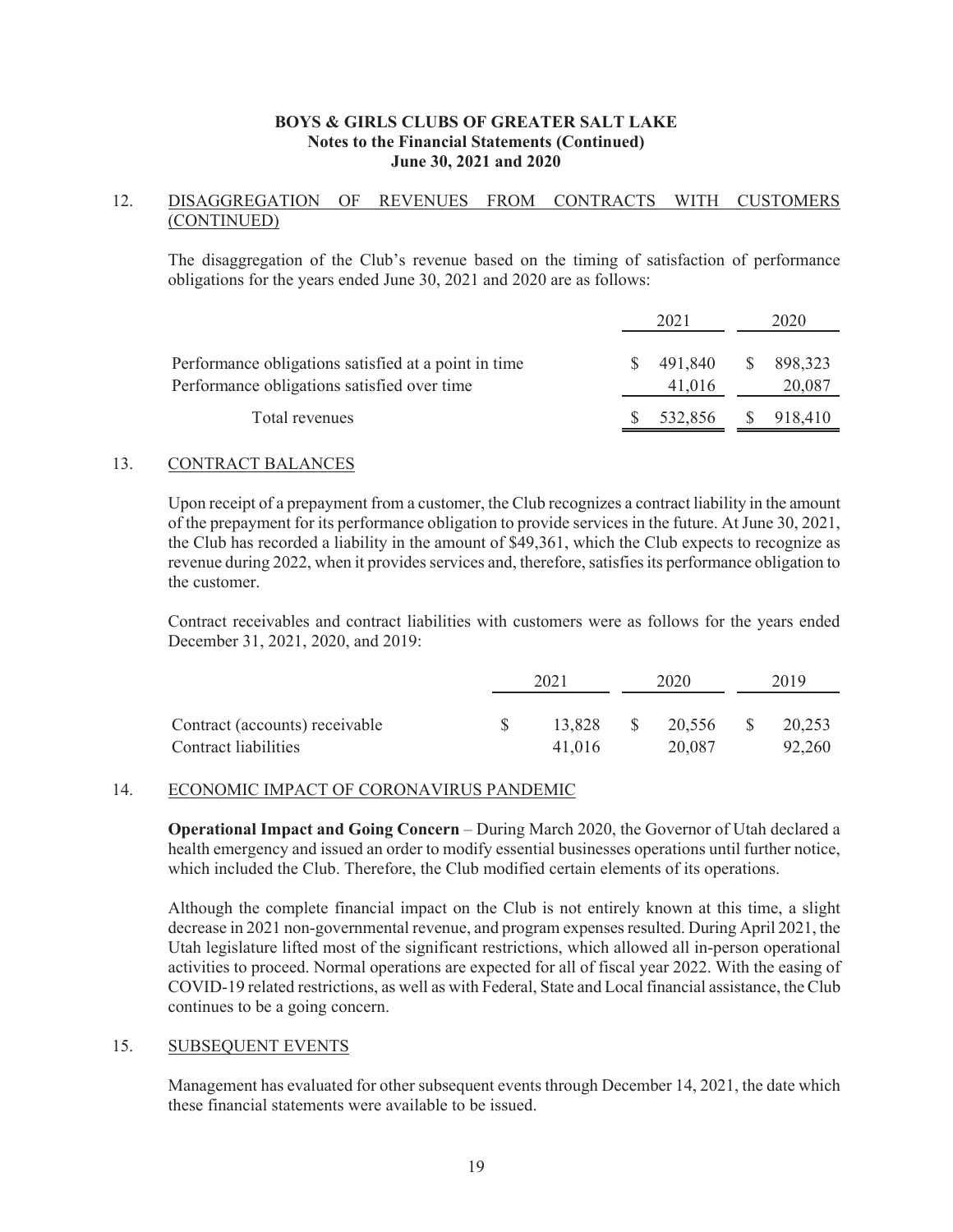**BOYS & GIRLS CLUBS OF GREATER SALT LAKE**
**Notes to the Financial Statements (Continued)**
**June 30, 2021 and 2020**

## 12. DISAGGREGATION OF REVENUES FROM CONTRACTS WITH CUSTOMERS (CONTINUED)

The disaggregation of the Club's revenue based on the timing of satisfaction of performance obligations for the years ended June 30, 2021 and 2020 are as follows:

| | 2021 | 2020 |
|---|---|---|
| Performance obligations satisfied at a point in time | $ 491,840 | $ 898,323 |
| Performance obligations satisfied over time | 41,016 | 20,087 |
| Total revenues | $ 532,856 | $ 918,410 |

## 13. CONTRACT BALANCES

Upon receipt of a prepayment from a customer, the Club recognizes a contract liability in the amount of the prepayment for its performance obligation to provide services in the future. At June 30, 2021, the Club has recorded a liability in the amount of $49,361, which the Club expects to recognize as revenue during 2022, when it provides services and, therefore, satisfies its performance obligation to the customer.

Contract receivables and contract liabilities with customers were as follows for the years ended December 31, 2021, 2020, and 2019:

| | 2021 | 2020 | 2019 |
|---|---|---|---|
| Contract (accounts) receivable | $ 13,828 | $ 20,556 | $ 20,253 |
| Contract liabilities | 41,016 | 20,087 | 92,260 |

## 14. ECONOMIC IMPACT OF CORONAVIRUS PANDEMIC

**Operational Impact and Going Concern** – During March 2020, the Governor of Utah declared a health emergency and issued an order to modify essential businesses operations until further notice, which included the Club. Therefore, the Club modified certain elements of its operations.

Although the complete financial impact on the Club is not entirely known at this time, a slight decrease in 2021 non-governmental revenue, and program expenses resulted. During April 2021, the Utah legislature lifted most of the significant restrictions, which allowed all in-person operational activities to proceed. Normal operations are expected for all of fiscal year 2022. With the easing of COVID-19 related restrictions, as well as with Federal, State and Local financial assistance, the Club continues to be a going concern.

## 15. SUBSEQUENT EVENTS

Management has evaluated for other subsequent events through December 14, 2021, the date which these financial statements were available to be issued.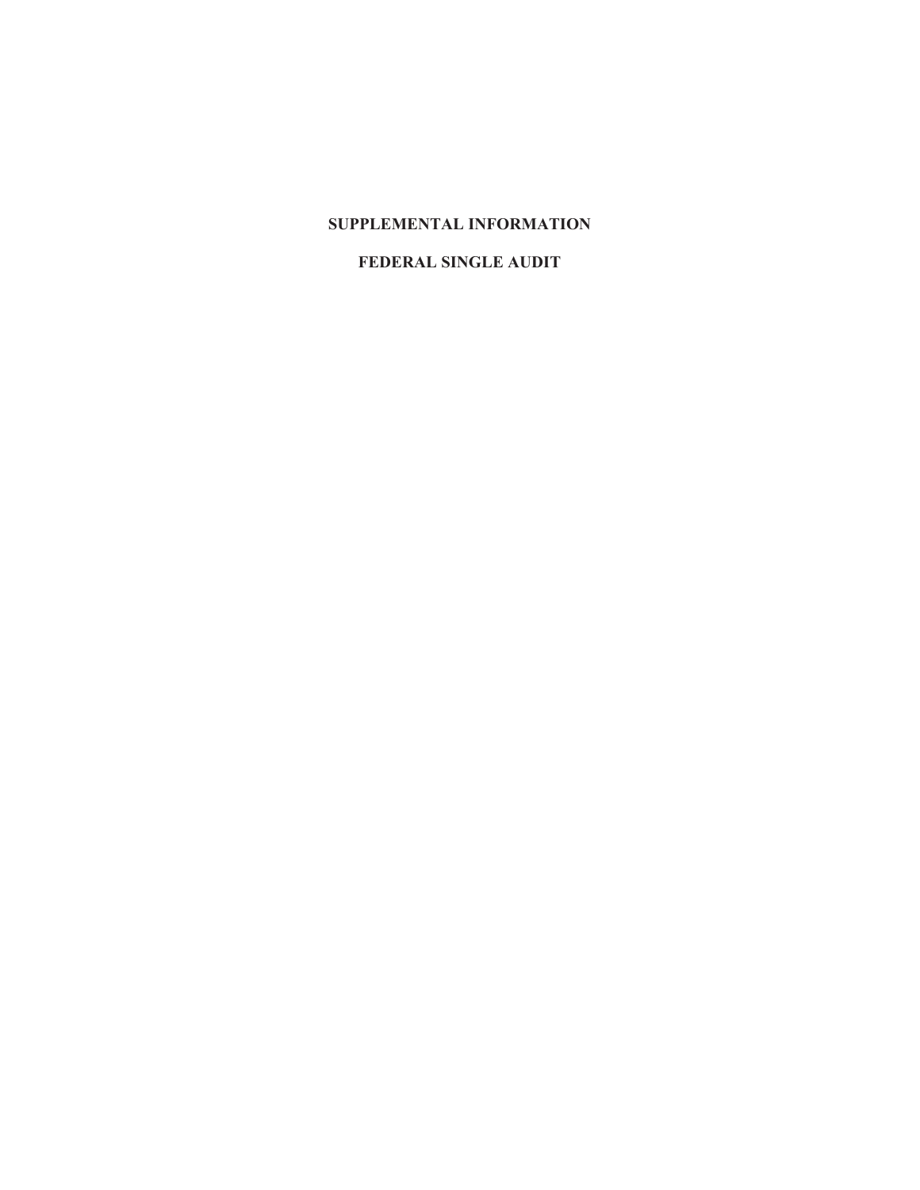# SUPPLEMENTAL INFORMATION

## FEDERAL SINGLE AUDIT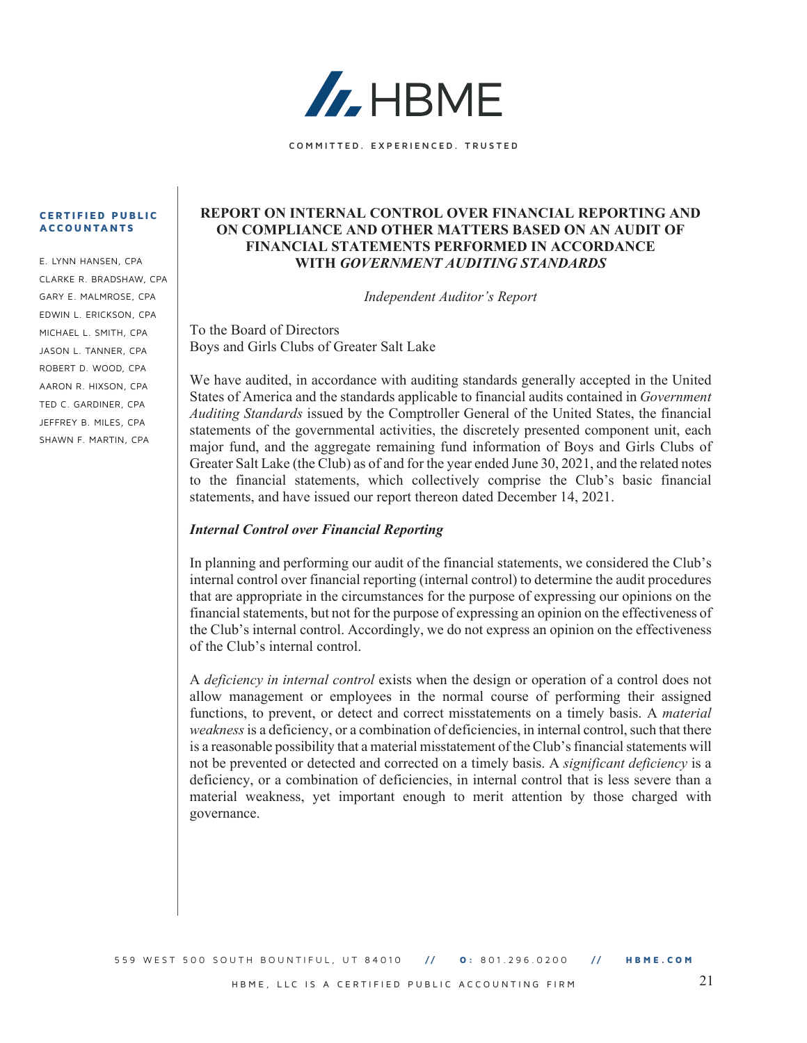# HBME

COMMITTED. EXPERIENCED. TRUSTED

**CERTIFIED PUBLIC ACCOUNTANTS**

E. LYNN HANSEN, CPA
CLARKE R. BRADSHAW, CPA
GARY E. MALMROSE, CPA
EDWIN L. ERICKSON, CPA
MICHAEL L. SMITH, CPA
JASON L. TANNER, CPA
ROBERT D. WOOD, CPA
AARON R. HIXSON, CPA
TED C. GARDINER, CPA
JEFFREY B. MILES, CPA
SHAWN F. MARTIN, CPA

## REPORT ON INTERNAL CONTROL OVER FINANCIAL REPORTING AND ON COMPLIANCE AND OTHER MATTERS BASED ON AN AUDIT OF FINANCIAL STATEMENTS PERFORMED IN ACCORDANCE WITH *GOVERNMENT AUDITING STANDARDS*

*Independent Auditor's Report*

To the Board of Directors
Boys and Girls Clubs of Greater Salt Lake

We have audited, in accordance with auditing standards generally accepted in the United States of America and the standards applicable to financial audits contained in *Government Auditing Standards* issued by the Comptroller General of the United States, the financial statements of the governmental activities, the discretely presented component unit, each major fund, and the aggregate remaining fund information of Boys and Girls Clubs of Greater Salt Lake (the Club) as of and for the year ended June 30, 2021, and the related notes to the financial statements, which collectively comprise the Club's basic financial statements, and have issued our report thereon dated December 14, 2021.

***Internal Control over Financial Reporting***

In planning and performing our audit of the financial statements, we considered the Club's internal control over financial reporting (internal control) to determine the audit procedures that are appropriate in the circumstances for the purpose of expressing our opinions on the financial statements, but not for the purpose of expressing an opinion on the effectiveness of the Club's internal control. Accordingly, we do not express an opinion on the effectiveness of the Club's internal control.

A *deficiency in internal control* exists when the design or operation of a control does not allow management or employees in the normal course of performing their assigned functions, to prevent, or detect and correct misstatements on a timely basis. A *material weakness* is a deficiency, or a combination of deficiencies, in internal control, such that there is a reasonable possibility that a material misstatement of the Club's financial statements will not be prevented or detected and corrected on a timely basis. A *significant deficiency* is a deficiency, or a combination of deficiencies, in internal control that is less severe than a material weakness, yet important enough to merit attention by those charged with governance.

559 WEST 500 SOUTH BOUNTIFUL, UT 84010 // O: 801.296.0200 // HBME.COM

HBME, LLC IS A CERTIFIED PUBLIC ACCOUNTING FIRM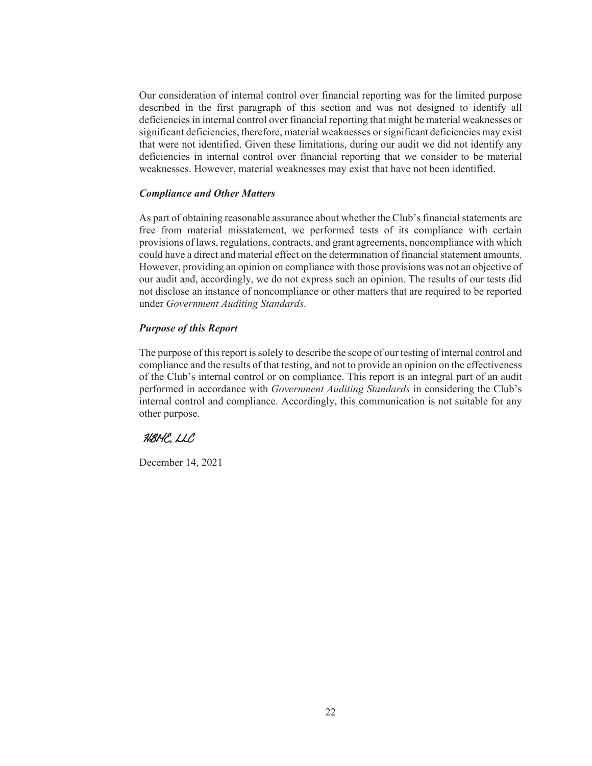Our consideration of internal control over financial reporting was for the limited purpose described in the first paragraph of this section and was not designed to identify all deficiencies in internal control over financial reporting that might be material weaknesses or significant deficiencies, therefore, material weaknesses or significant deficiencies may exist that were not identified. Given these limitations, during our audit we did not identify any deficiencies in internal control over financial reporting that we consider to be material weaknesses. However, material weaknesses may exist that have not been identified.

### *Compliance and Other Matters*

As part of obtaining reasonable assurance about whether the Club's financial statements are free from material misstatement, we performed tests of its compliance with certain provisions of laws, regulations, contracts, and grant agreements, noncompliance with which could have a direct and material effect on the determination of financial statement amounts. However, providing an opinion on compliance with those provisions was not an objective of our audit and, accordingly, we do not express such an opinion. The results of our tests did not disclose an instance of noncompliance or other matters that are required to be reported under *Government Auditing Standards*.

### *Purpose of this Report*

The purpose of this report is solely to describe the scope of our testing of internal control and compliance and the results of that testing, and not to provide an opinion on the effectiveness of the Club's internal control or on compliance. This report is an integral part of an audit performed in accordance with *Government Auditing Standards* in considering the Club's internal control and compliance. Accordingly, this communication is not suitable for any other purpose.

HBMC, LLC

December 14, 2021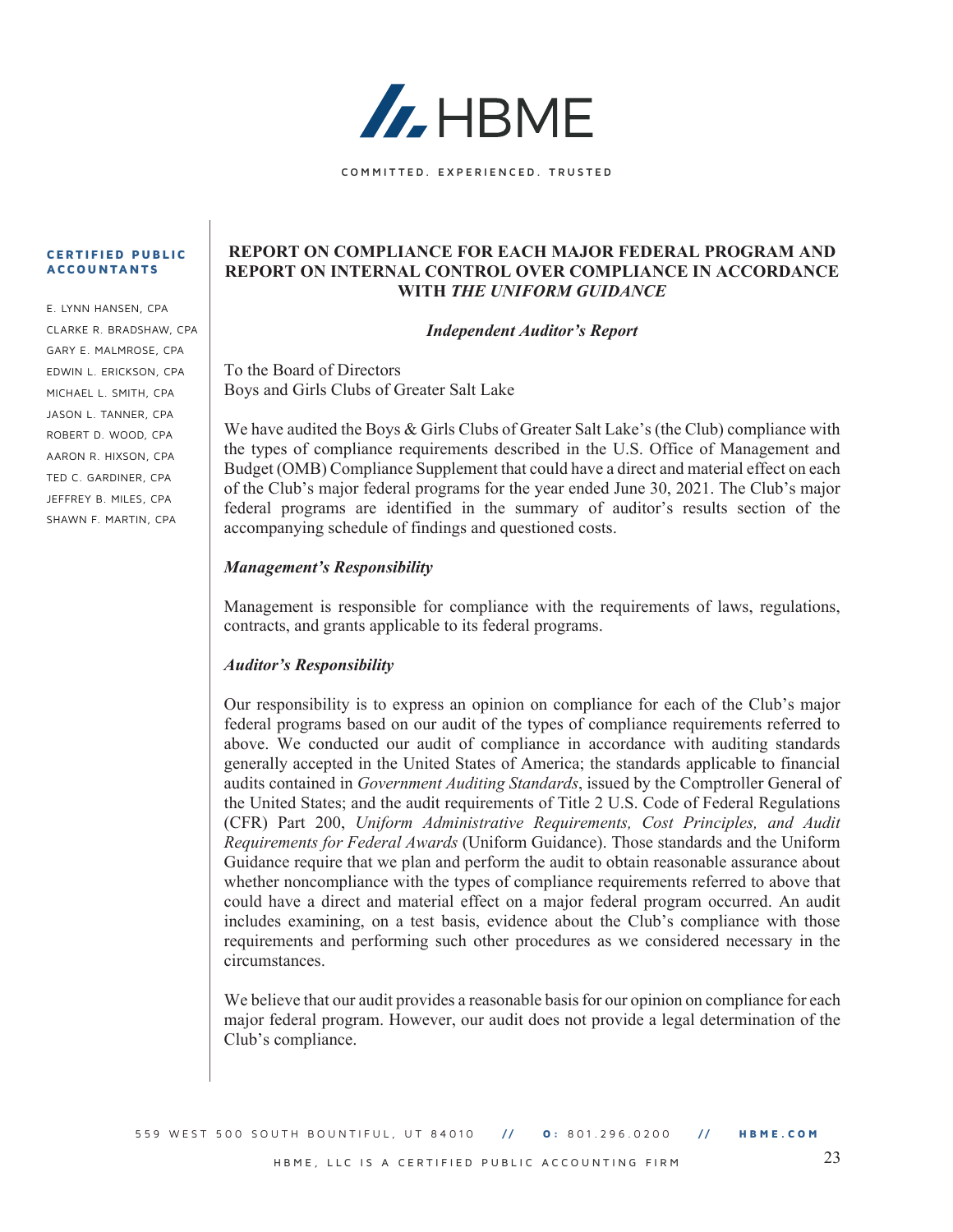HBME

COMMITTED. EXPERIENCED. TRUSTED

**CERTIFIED PUBLIC ACCOUNTANTS**

E. LYNN HANSEN, CPA
CLARKE R. BRADSHAW, CPA
GARY E. MALMROSE, CPA
EDWIN L. ERICKSON, CPA
MICHAEL L. SMITH, CPA
JASON L. TANNER, CPA
ROBERT D. WOOD, CPA
AARON R. HIXSON, CPA
TED C. GARDINER, CPA
JEFFREY B. MILES, CPA
SHAWN F. MARTIN, CPA

# REPORT ON COMPLIANCE FOR EACH MAJOR FEDERAL PROGRAM AND REPORT ON INTERNAL CONTROL OVER COMPLIANCE IN ACCORDANCE WITH *THE UNIFORM GUIDANCE*

***Independent Auditor's Report***

To the Board of Directors
Boys and Girls Clubs of Greater Salt Lake

We have audited the Boys & Girls Clubs of Greater Salt Lake's (the Club) compliance with the types of compliance requirements described in the U.S. Office of Management and Budget (OMB) Compliance Supplement that could have a direct and material effect on each of the Club's major federal programs for the year ended June 30, 2021. The Club's major federal programs are identified in the summary of auditor's results section of the accompanying schedule of findings and questioned costs.

***Management's Responsibility***

Management is responsible for compliance with the requirements of laws, regulations, contracts, and grants applicable to its federal programs.

***Auditor's Responsibility***

Our responsibility is to express an opinion on compliance for each of the Club's major federal programs based on our audit of the types of compliance requirements referred to above. We conducted our audit of compliance in accordance with auditing standards generally accepted in the United States of America; the standards applicable to financial audits contained in *Government Auditing Standards*, issued by the Comptroller General of the United States; and the audit requirements of Title 2 U.S. Code of Federal Regulations (CFR) Part 200, *Uniform Administrative Requirements, Cost Principles, and Audit Requirements for Federal Awards* (Uniform Guidance). Those standards and the Uniform Guidance require that we plan and perform the audit to obtain reasonable assurance about whether noncompliance with the types of compliance requirements referred to above that could have a direct and material effect on a major federal program occurred. An audit includes examining, on a test basis, evidence about the Club's compliance with those requirements and performing such other procedures as we considered necessary in the circumstances.

We believe that our audit provides a reasonable basis for our opinion on compliance for each major federal program. However, our audit does not provide a legal determination of the Club's compliance.

559 WEST 500 SOUTH BOUNTIFUL, UT 84010 // O: 801.296.0200 // HBME.COM

HBME, LLC IS A CERTIFIED PUBLIC ACCOUNTING FIRM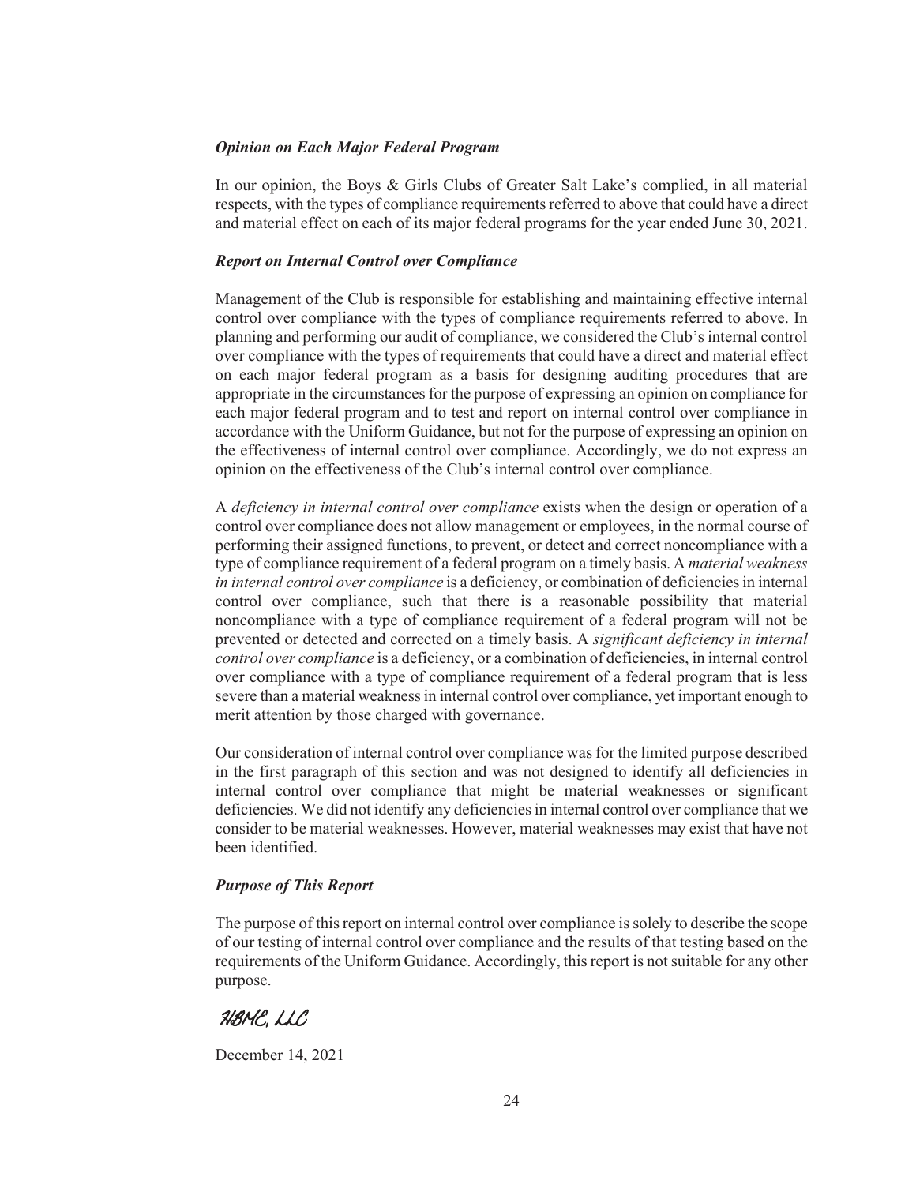***Opinion on Each Major Federal Program***

In our opinion, the Boys & Girls Clubs of Greater Salt Lake's complied, in all material respects, with the types of compliance requirements referred to above that could have a direct and material effect on each of its major federal programs for the year ended June 30, 2021.

***Report on Internal Control over Compliance***

Management of the Club is responsible for establishing and maintaining effective internal control over compliance with the types of compliance requirements referred to above. In planning and performing our audit of compliance, we considered the Club's internal control over compliance with the types of requirements that could have a direct and material effect on each major federal program as a basis for designing auditing procedures that are appropriate in the circumstances for the purpose of expressing an opinion on compliance for each major federal program and to test and report on internal control over compliance in accordance with the Uniform Guidance, but not for the purpose of expressing an opinion on the effectiveness of internal control over compliance. Accordingly, we do not express an opinion on the effectiveness of the Club's internal control over compliance.

A *deficiency in internal control over compliance* exists when the design or operation of a control over compliance does not allow management or employees, in the normal course of performing their assigned functions, to prevent, or detect and correct noncompliance with a type of compliance requirement of a federal program on a timely basis. A *material weakness in internal control over compliance* is a deficiency, or combination of deficiencies in internal control over compliance, such that there is a reasonable possibility that material noncompliance with a type of compliance requirement of a federal program will not be prevented or detected and corrected on a timely basis. A *significant deficiency in internal control over compliance* is a deficiency, or a combination of deficiencies, in internal control over compliance with a type of compliance requirement of a federal program that is less severe than a material weakness in internal control over compliance, yet important enough to merit attention by those charged with governance.

Our consideration of internal control over compliance was for the limited purpose described in the first paragraph of this section and was not designed to identify all deficiencies in internal control over compliance that might be material weaknesses or significant deficiencies. We did not identify any deficiencies in internal control over compliance that we consider to be material weaknesses. However, material weaknesses may exist that have not been identified.

***Purpose of This Report***

The purpose of this report on internal control over compliance is solely to describe the scope of our testing of internal control over compliance and the results of that testing based on the requirements of the Uniform Guidance. Accordingly, this report is not suitable for any other purpose.

*HBME, LLC*

December 14, 2021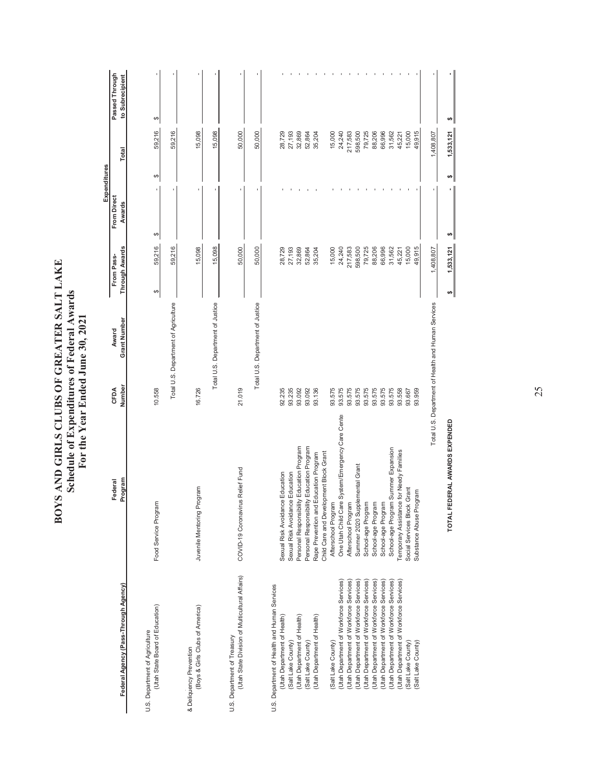# BOYS AND GIRLS CLUBS OF GREATER SALT LAKE
## Schedule of Expenditures of Federal Awards
## For the Year Ended June 30, 2021

| Federal Agency (Pass-Through Agency) | Federal Program | CFDA Number | Award Grant Number | Expenditures From Pass-Through Awards | Expenditures From Direct Awards | Expenditures Total | Passed Through to Subrecipient |
|---|---|---|---|---|---|---|---|
| U.S. Department of Agriculture | | | | | | | |
| (Utah State Board of Education) | Food Service Program | 10.558 | | $ 59,216 | $ - | $ 59,216 | $ - |
| | | | Total U.S. Department of Agriculture | 59,216 | - | 59,216 | - |
| & Deliquency Prevention | | | | | | | |
| (Boys & Girls Clubs of America) | Juvenile Mentoring Program | 16.726 | | 15,098 | - | 15,098 | - |
| | | | Total U.S. Department of Justice | 15,098 | - | 15,098 | - |
| U.S. Department of Treasury | | | | | | | |
| (Utah State Division of Multicultural Affairs) | COVID-19 Coronavirus Relief Fund | 21.019 | | 50,000 | - | 50,000 | - |
| | | | Total U.S. Department of Justice | 50,000 | - | 50,000 | - |
| U.S. Department of Health and Human Services | | | | | | | |
| (Utah Department of Health) | Sexual Risk Avoidance Education | 92.235 | | 28,729 | - | 28,729 | - |
| (Salt Lake County) | Sexual Risk Avoidance Education | 93.235 | | 27,193 | - | 27,193 | - |
| (Utah Department of Health) | Personal Responsibility Education Program | 93.092 | | 32,869 | - | 32,869 | - |
| (Salt Lake County) | Personal Responsibility Education Program | 93.092 | | 52,864 | - | 52,864 | - |
| (Utah Department of Health) | Rape Prevention and Education Program | 93.136 | | 35,204 | - | 35,204 | - |
| | Child Care and Development Block Grant | | | | | | - |
| (Salt Lake County) | Afterschool Program | 93.575 | | 15,000 | - | 15,000 | - |
| (Utah Department of Workforce Services) | One Utah Child Care System/Emergency Care Cente | 93.575 | | 24,240 | - | 24,240 | - |
| (Utah Department of Workforce Services) | Afterschool Program | 93.575 | | 217,583 | - | 217,583 | - |
| (Utah Department of Workforce Services) | Summer 2020 Supplemental Grant | 93.575 | | 598,500 | - | 598,500 | - |
| (Utah Department of Workforce Services) | School-age Program | 93.575 | | 79,725 | - | 79,725 | - |
| (Utah Department of Workforce Services) | School-age Program | 93.575 | | 88,206 | - | 88,206 | - |
| (Utah Department of Workforce Services) | School-age Program | 93.575 | | 66,996 | - | 66,996 | - |
| (Utah Department of Workforce Services) | School-age Program Summer Expansion | 93.575 | | 31,562 | - | 31,562 | - |
| (Utah Department of Workforce Services) | Temporary Assistance for Needy Families | 93.558 | | 45,221 | - | 45,221 | - |
| (Salt Lake County) | Social Services Block Grant | 93.667 | | 15,000 | - | 15,000 | - |
| (Salt Lake County) | Substance Abuse Program | 93.959 | | 49,915 | - | 49,915 | - |
| | | Total U.S. Department of Health and Human Services | | 1,408,807 | - | 1,408,807 | - |
| | TOTAL FEDERAL AWARDS EXPENDED | | | $ 1,533,121 | $ - | $ 1,533,121 | $ - |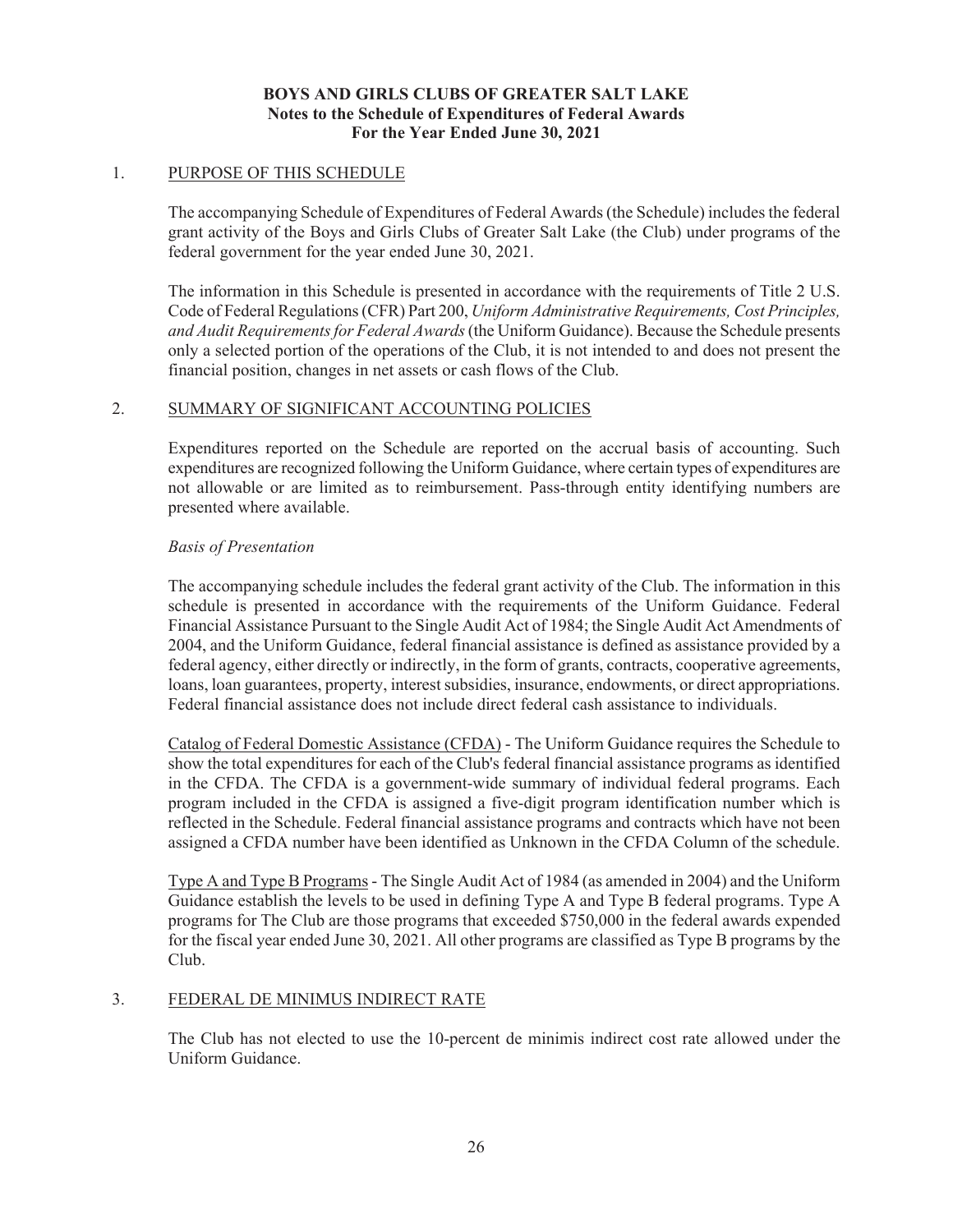# BOYS AND GIRLS CLUBS OF GREATER SALT LAKE
## Notes to the Schedule of Expenditures of Federal Awards
## For the Year Ended June 30, 2021

1. PURPOSE OF THIS SCHEDULE

The accompanying Schedule of Expenditures of Federal Awards (the Schedule) includes the federal grant activity of the Boys and Girls Clubs of Greater Salt Lake (the Club) under programs of the federal government for the year ended June 30, 2021.

The information in this Schedule is presented in accordance with the requirements of Title 2 U.S. Code of Federal Regulations (CFR) Part 200, *Uniform Administrative Requirements, Cost Principles, and Audit Requirements for Federal Awards* (the Uniform Guidance). Because the Schedule presents only a selected portion of the operations of the Club, it is not intended to and does not present the financial position, changes in net assets or cash flows of the Club.

2. SUMMARY OF SIGNIFICANT ACCOUNTING POLICIES

Expenditures reported on the Schedule are reported on the accrual basis of accounting. Such expenditures are recognized following the Uniform Guidance, where certain types of expenditures are not allowable or are limited as to reimbursement. Pass-through entity identifying numbers are presented where available.

*Basis of Presentation*

The accompanying schedule includes the federal grant activity of the Club. The information in this schedule is presented in accordance with the requirements of the Uniform Guidance. Federal Financial Assistance Pursuant to the Single Audit Act of 1984; the Single Audit Act Amendments of 2004, and the Uniform Guidance, federal financial assistance is defined as assistance provided by a federal agency, either directly or indirectly, in the form of grants, contracts, cooperative agreements, loans, loan guarantees, property, interest subsidies, insurance, endowments, or direct appropriations. Federal financial assistance does not include direct federal cash assistance to individuals.

Catalog of Federal Domestic Assistance (CFDA) - The Uniform Guidance requires the Schedule to show the total expenditures for each of the Club's federal financial assistance programs as identified in the CFDA. The CFDA is a government-wide summary of individual federal programs. Each program included in the CFDA is assigned a five-digit program identification number which is reflected in the Schedule. Federal financial assistance programs and contracts which have not been assigned a CFDA number have been identified as Unknown in the CFDA Column of the schedule.

Type A and Type B Programs - The Single Audit Act of 1984 (as amended in 2004) and the Uniform Guidance establish the levels to be used in defining Type A and Type B federal programs. Type A programs for The Club are those programs that exceeded $750,000 in the federal awards expended for the fiscal year ended June 30, 2021. All other programs are classified as Type B programs by the Club.

3. FEDERAL DE MINIMUS INDIRECT RATE

The Club has not elected to use the 10-percent de minimis indirect cost rate allowed under the Uniform Guidance.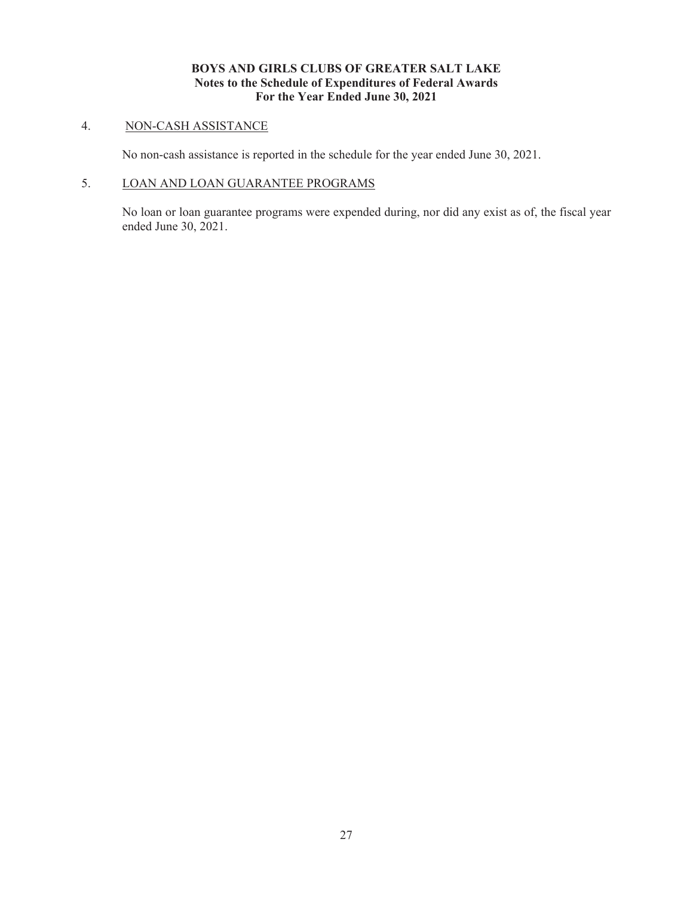**BOYS AND GIRLS CLUBS OF GREATER SALT LAKE**
**Notes to the Schedule of Expenditures of Federal Awards**
**For the Year Ended June 30, 2021**

4. NON-CASH ASSISTANCE

   No non-cash assistance is reported in the schedule for the year ended June 30, 2021.

5. LOAN AND LOAN GUARANTEE PROGRAMS

   No loan or loan guarantee programs were expended during, nor did any exist as of, the fiscal year ended June 30, 2021.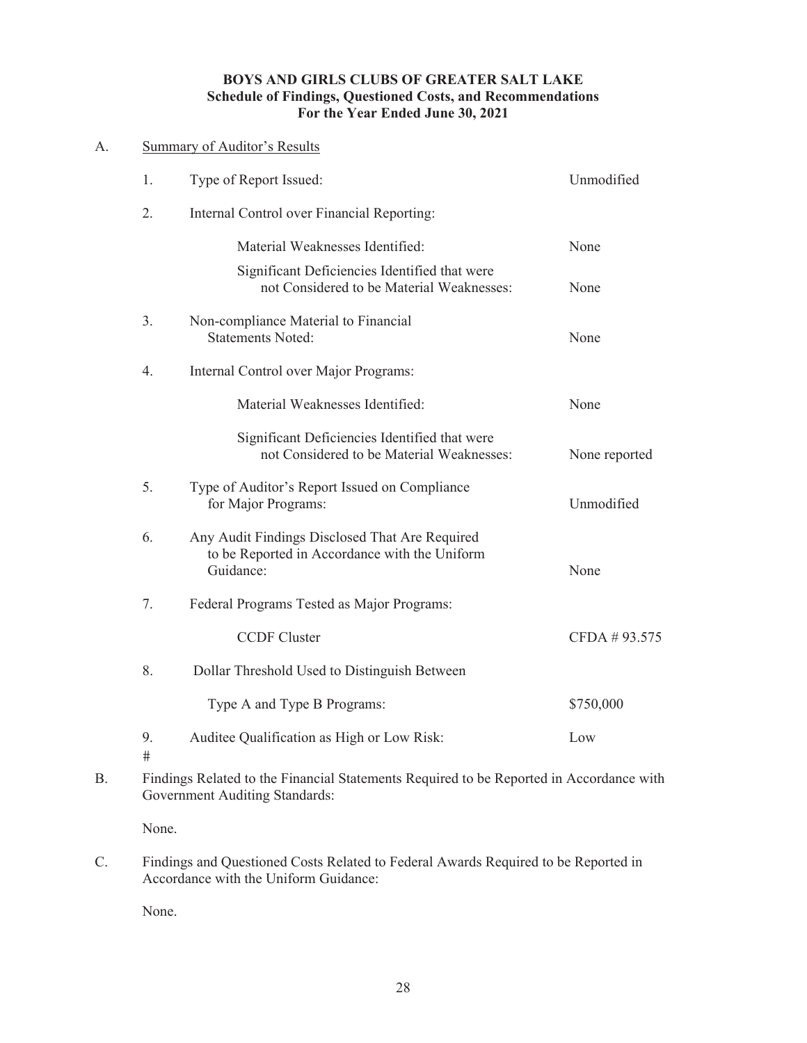**BOYS AND GIRLS CLUBS OF GREATER SALT LAKE**
**Schedule of Findings, Questioned Costs, and Recommendations**
**For the Year Ended June 30, 2021**

A. Summary of Auditor's Results

| | | |
|---|---|---|
| 1. | Type of Report Issued: | Unmodified |
| 2. | Internal Control over Financial Reporting: | |
| | Material Weaknesses Identified: | None |
| | Significant Deficiencies Identified that were not Considered to be Material Weaknesses: | None |
| 3. | Non-compliance Material to Financial Statements Noted: | None |
| 4. | Internal Control over Major Programs: | |
| | Material Weaknesses Identified: | None |
| | Significant Deficiencies Identified that were not Considered to be Material Weaknesses: | None reported |
| 5. | Type of Auditor's Report Issued on Compliance for Major Programs: | Unmodified |
| 6. | Any Audit Findings Disclosed That Are Required to be Reported in Accordance with the Uniform Guidance: | None |
| 7. | Federal Programs Tested as Major Programs: | |
| | CCDF Cluster | CFDA # 93.575 |
| 8. | Dollar Threshold Used to Distinguish Between | |
| | Type A and Type B Programs: | $750,000 |
| 9. | Auditee Qualification as High or Low Risk: | Low |

#

B. Findings Related to the Financial Statements Required to be Reported in Accordance with Government Auditing Standards:

None.

C. Findings and Questioned Costs Related to Federal Awards Required to be Reported in Accordance with the Uniform Guidance:

None.